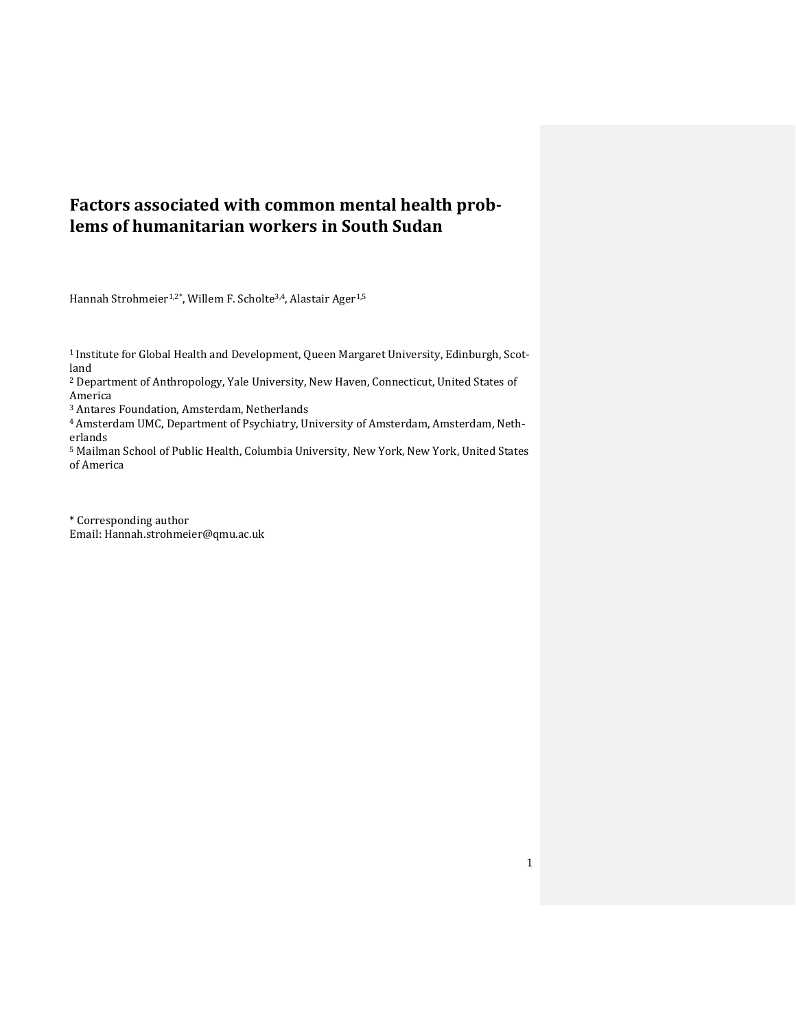# Factors associated with common mental health problems of humanitarian workers in South Sudan

Hannah Strohmeier[1,2*], Willem F. Scholte[3,4], Alastair Ager[1,5]

[1] Institute for Global Health and Development, Queen Margaret University, Edinburgh, Scotland
[2] Department of Anthropology, Yale University, New Haven, Connecticut, United States of America
[3] Antares Foundation, Amsterdam, Netherlands
[4] Amsterdam UMC, Department of Psychiatry, University of Amsterdam, Amsterdam, Netherlands
[5] Mailman School of Public Health, Columbia University, New York, New York, United States of America

\* Corresponding author
Email: Hannah.strohmeier@qmu.ac.uk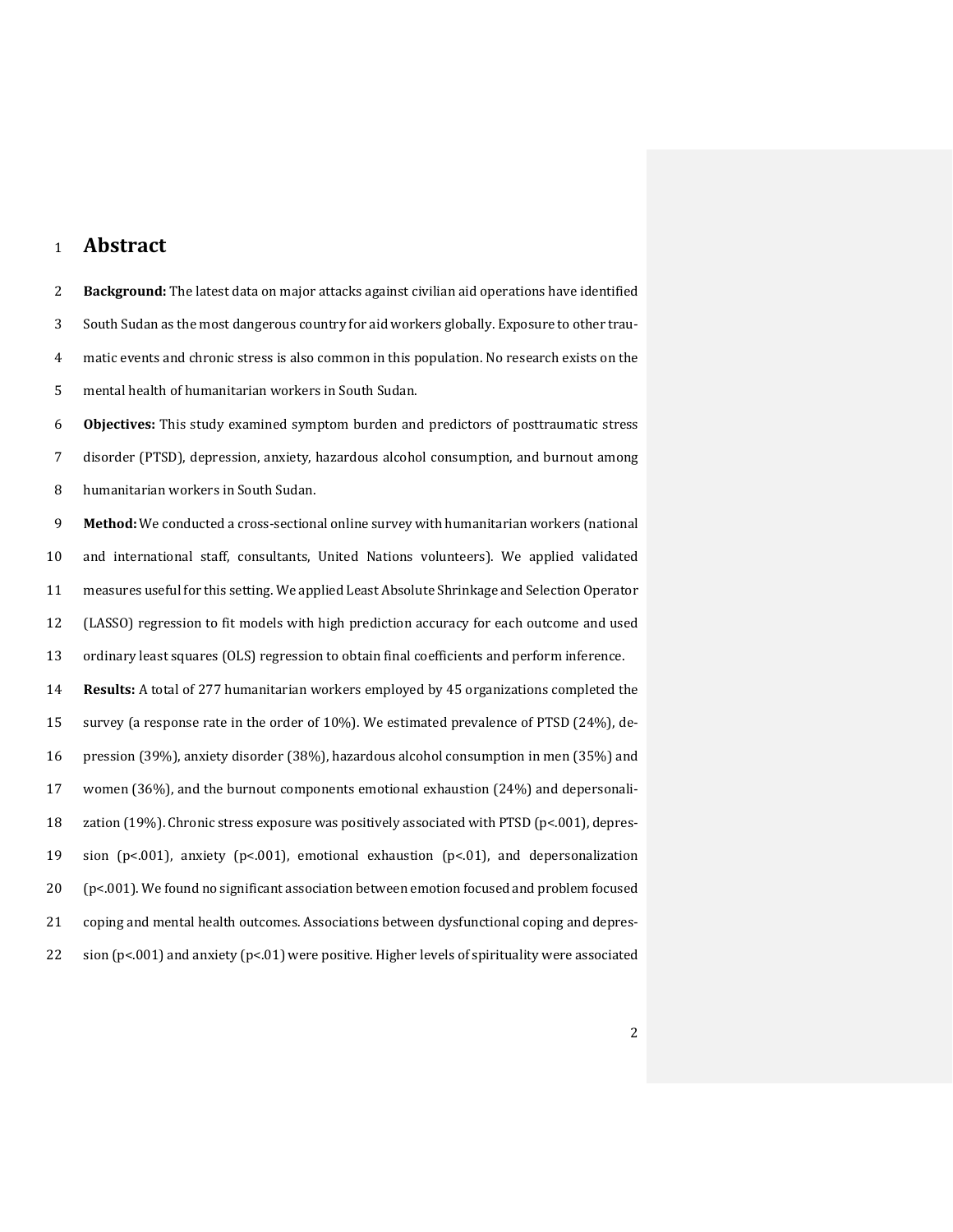# Abstract

**Background:** The latest data on major attacks against civilian aid operations have identified South Sudan as the most dangerous country for aid workers globally. Exposure to other traumatic events and chronic stress is also common in this population. No research exists on the mental health of humanitarian workers in South Sudan.

**Objectives:** This study examined symptom burden and predictors of posttraumatic stress disorder (PTSD), depression, anxiety, hazardous alcohol consumption, and burnout among humanitarian workers in South Sudan.

**Method:** We conducted a cross-sectional online survey with humanitarian workers (national and international staff, consultants, United Nations volunteers). We applied validated measures useful for this setting. We applied Least Absolute Shrinkage and Selection Operator (LASSO) regression to fit models with high prediction accuracy for each outcome and used ordinary least squares (OLS) regression to obtain final coefficients and perform inference.

**Results:** A total of 277 humanitarian workers employed by 45 organizations completed the survey (a response rate in the order of 10%). We estimated prevalence of PTSD (24%), depression (39%), anxiety disorder (38%), hazardous alcohol consumption in men (35%) and women (36%), and the burnout components emotional exhaustion (24%) and depersonalization (19%). Chronic stress exposure was positively associated with PTSD ($p<.001$), depression ($p<.001$), anxiety ($p<.001$), emotional exhaustion ($p<.01$), and depersonalization ($p<.001$). We found no significant association between emotion focused and problem focused coping and mental health outcomes. Associations between dysfunctional coping and depression ($p<.001$) and anxiety ($p<.01$) were positive. Higher levels of spirituality were associated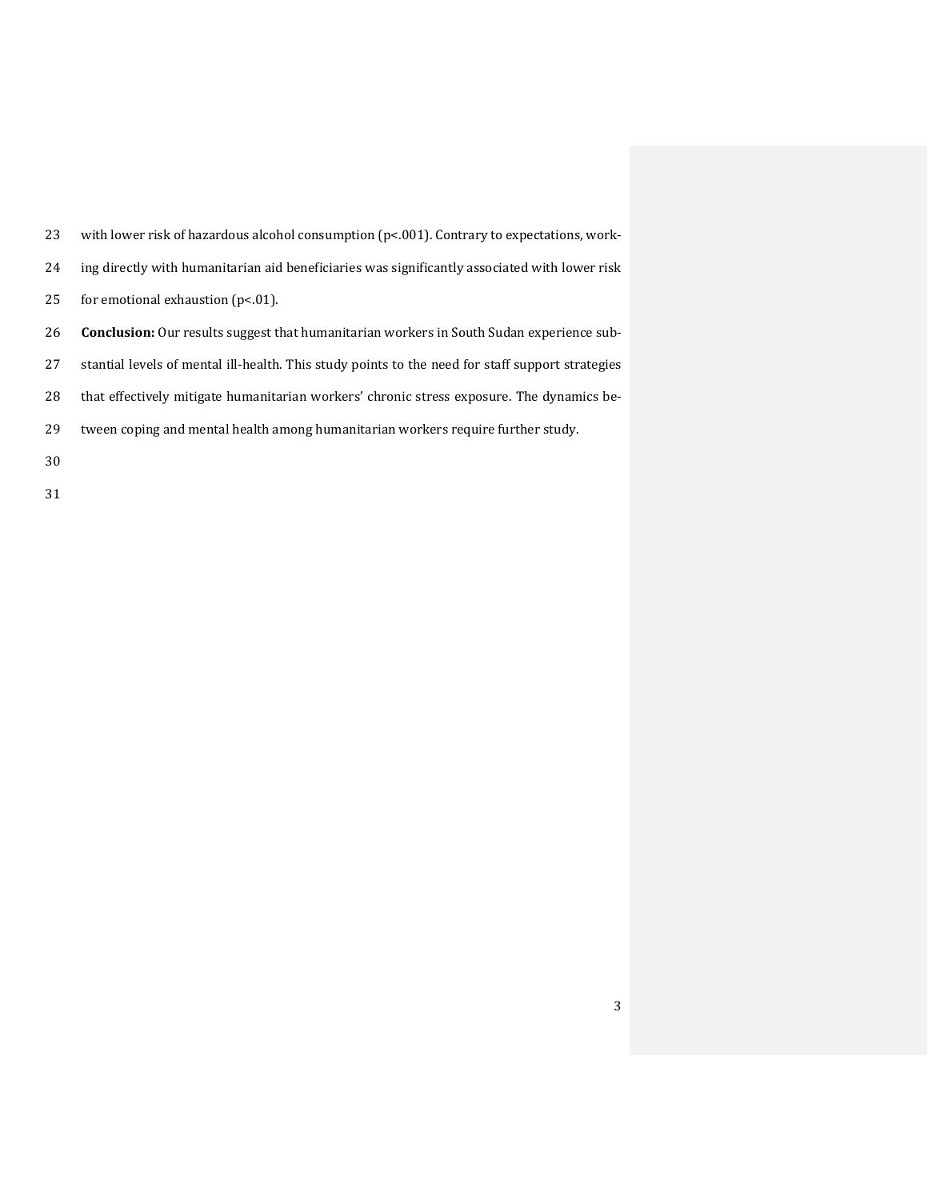with lower risk of hazardous alcohol consumption ($p<.001$). Contrary to expectations, working directly with humanitarian aid beneficiaries was significantly associated with lower risk for emotional exhaustion ($p<.01$).

**Conclusion:** Our results suggest that humanitarian workers in South Sudan experience substantial levels of mental ill-health. This study points to the need for staff support strategies that effectively mitigate humanitarian workers' chronic stress exposure. The dynamics between coping and mental health among humanitarian workers require further study.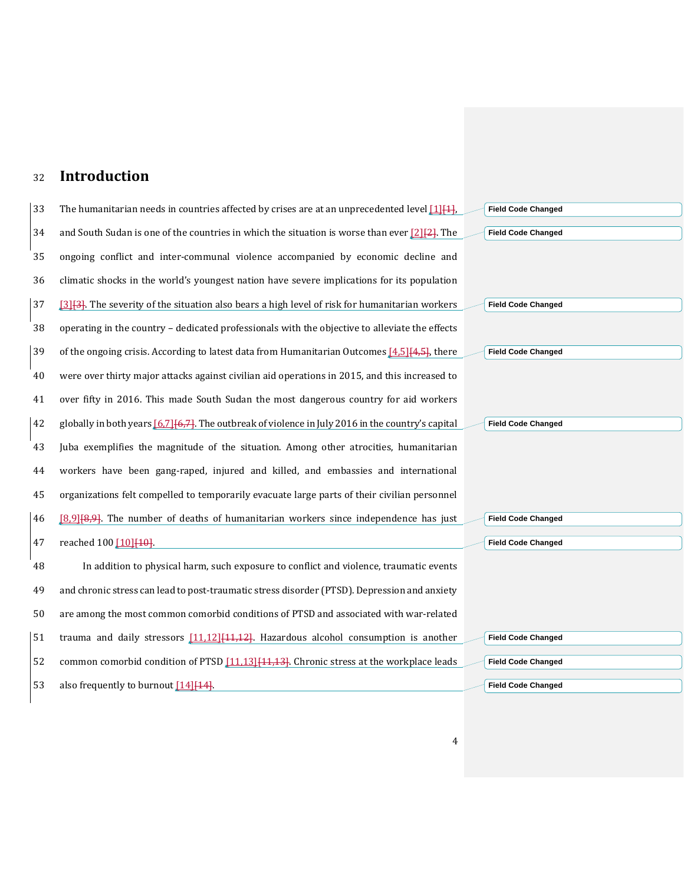# Introduction

The humanitarian needs in countries affected by crises are at an unprecedented level [1], and South Sudan is one of the countries in which the situation is worse than ever [2]. The ongoing conflict and inter-communal violence accompanied by economic decline and climatic shocks in the world's youngest nation have severe implications for its population [3]. The severity of the situation also bears a high level of risk for humanitarian workers operating in the country – dedicated professionals with the objective to alleviate the effects of the ongoing crisis. According to latest data from Humanitarian Outcomes [4,5], there were over thirty major attacks against civilian aid operations in 2015, and this increased to over fifty in 2016. This made South Sudan the most dangerous country for aid workers globally in both years [6,7]. The outbreak of violence in July 2016 in the country's capital Juba exemplifies the magnitude of the situation. Among other atrocities, humanitarian workers have been gang-raped, injured and killed, and embassies and international organizations felt compelled to temporarily evacuate large parts of their civilian personnel [8,9]. The number of deaths of humanitarian workers since independence has just reached 100 [10].

In addition to physical harm, such exposure to conflict and violence, traumatic events and chronic stress can lead to post-traumatic stress disorder (PTSD). Depression and anxiety are among the most common comorbid conditions of PTSD and associated with war-related trauma and daily stressors [11,12]. Hazardous alcohol consumption is another common comorbid condition of PTSD [11,13]. Chronic stress at the workplace leads also frequently to burnout [14].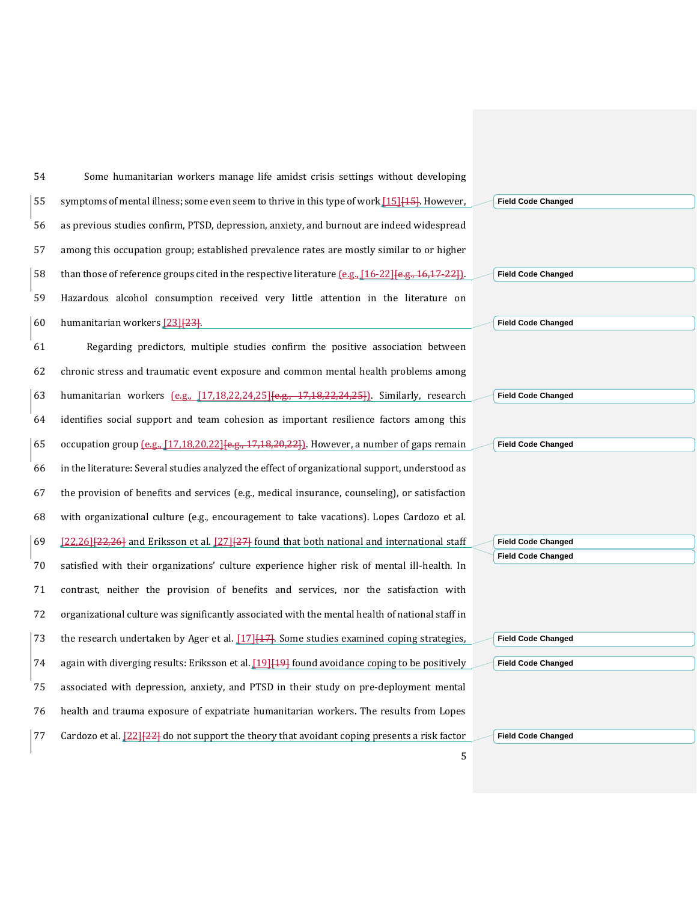Some humanitarian workers manage life amidst crisis settings without developing symptoms of mental illness; some even seem to thrive in this type of work [15]. However, as previous studies confirm, PTSD, depression, anxiety, and burnout are indeed widespread among this occupation group; established prevalence rates are mostly similar to or higher than those of reference groups cited in the respective literature (e.g., [16-22]). Hazardous alcohol consumption received very little attention in the literature on humanitarian workers [23].

Regarding predictors, multiple studies confirm the positive association between chronic stress and traumatic event exposure and common mental health problems among humanitarian workers (e.g., [17,18,22,24,25]). Similarly, research identifies social support and team cohesion as important resilience factors among this occupation group (e.g., [17,18,20,22]). However, a number of gaps remain in the literature: Several studies analyzed the effect of organizational support, understood as the provision of benefits and services (e.g., medical insurance, counseling), or satisfaction with organizational culture (e.g., encouragement to take vacations). Lopes Cardozo et al. [22,26] and Eriksson et al. [27] found that both national and international staff satisfied with their organizations' culture experience higher risk of mental ill-health. In contrast, neither the provision of benefits and services, nor the satisfaction with organizational culture was significantly associated with the mental health of national staff in the research undertaken by Ager et al. [17]. Some studies examined coping strategies, again with diverging results: Eriksson et al. [19] found avoidance coping to be positively associated with depression, anxiety, and PTSD in their study on pre-deployment mental health and trauma exposure of expatriate humanitarian workers. The results from Lopes Cardozo et al. [22] do not support the theory that avoidant coping presents a risk factor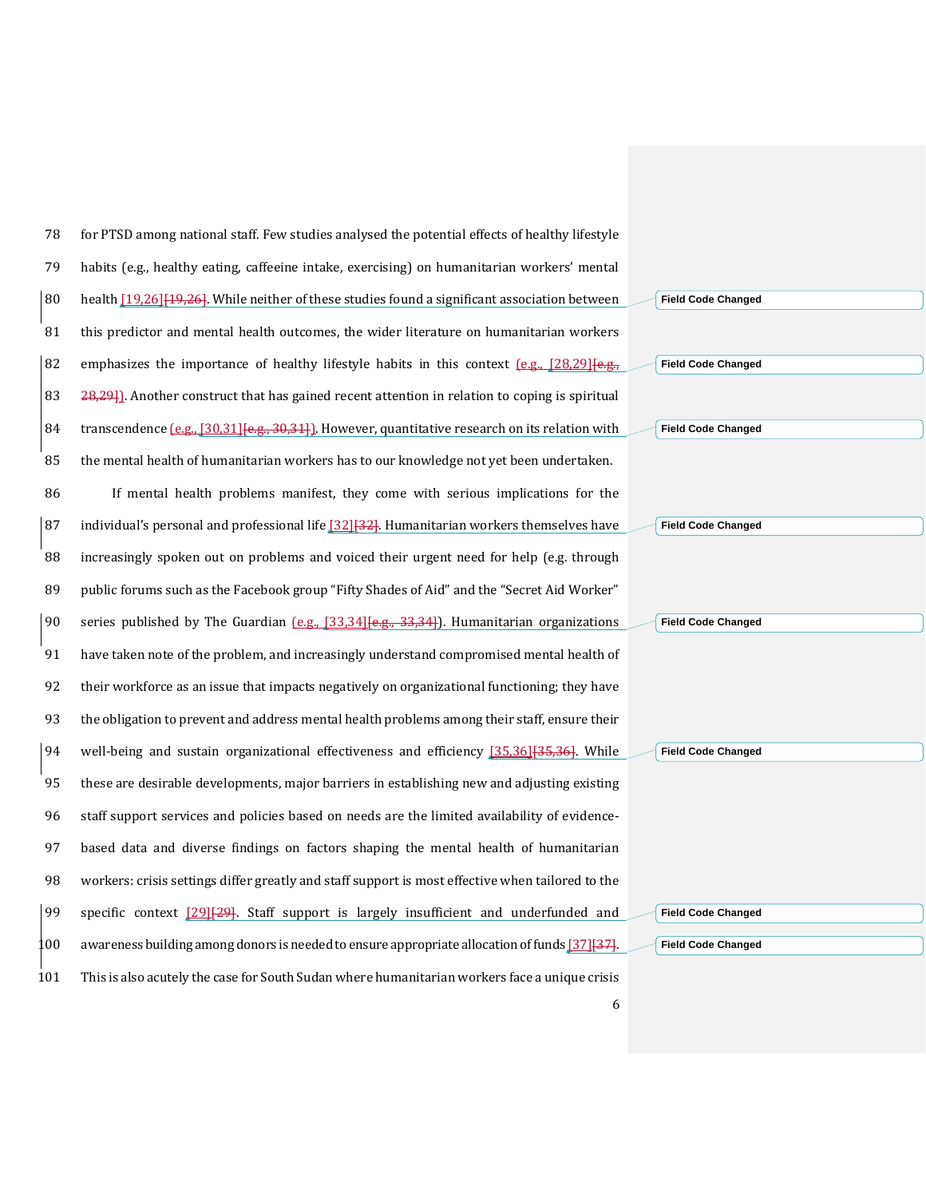for PTSD among national staff. Few studies analysed the potential effects of healthy lifestyle habits (e.g., healthy eating, caffeine intake, exercising) on humanitarian workers' mental health [19,26][19,26]. While neither of these studies found a significant association between this predictor and mental health outcomes, the wider literature on humanitarian workers emphasizes the importance of healthy lifestyle habits in this context (e.g., [28,29][e.g., 28,29]). Another construct that has gained recent attention in relation to coping is spiritual transcendence (e.g., [30,31][e.g., 30,31]). However, quantitative research on its relation with the mental health of humanitarian workers has to our knowledge not yet been undertaken.

If mental health problems manifest, they come with serious implications for the individual's personal and professional life [32][32]. Humanitarian workers themselves have increasingly spoken out on problems and voiced their urgent need for help (e.g. through public forums such as the Facebook group "Fifty Shades of Aid" and the "Secret Aid Worker" series published by The Guardian (e.g., [33,34][e.g., 33,34]). Humanitarian organizations have taken note of the problem, and increasingly understand compromised mental health of their workforce as an issue that impacts negatively on organizational functioning; they have the obligation to prevent and address mental health problems among their staff, ensure their well-being and sustain organizational effectiveness and efficiency [35,36][35,36]. While these are desirable developments, major barriers in establishing new and adjusting existing staff support services and policies based on needs are the limited availability of evidence-based data and diverse findings on factors shaping the mental health of humanitarian workers: crisis settings differ greatly and staff support is most effective when tailored to the specific context [29][29]. Staff support is largely insufficient and underfunded and awareness building among donors is needed to ensure appropriate allocation of funds [37][37]. This is also acutely the case for South Sudan where humanitarian workers face a unique crisis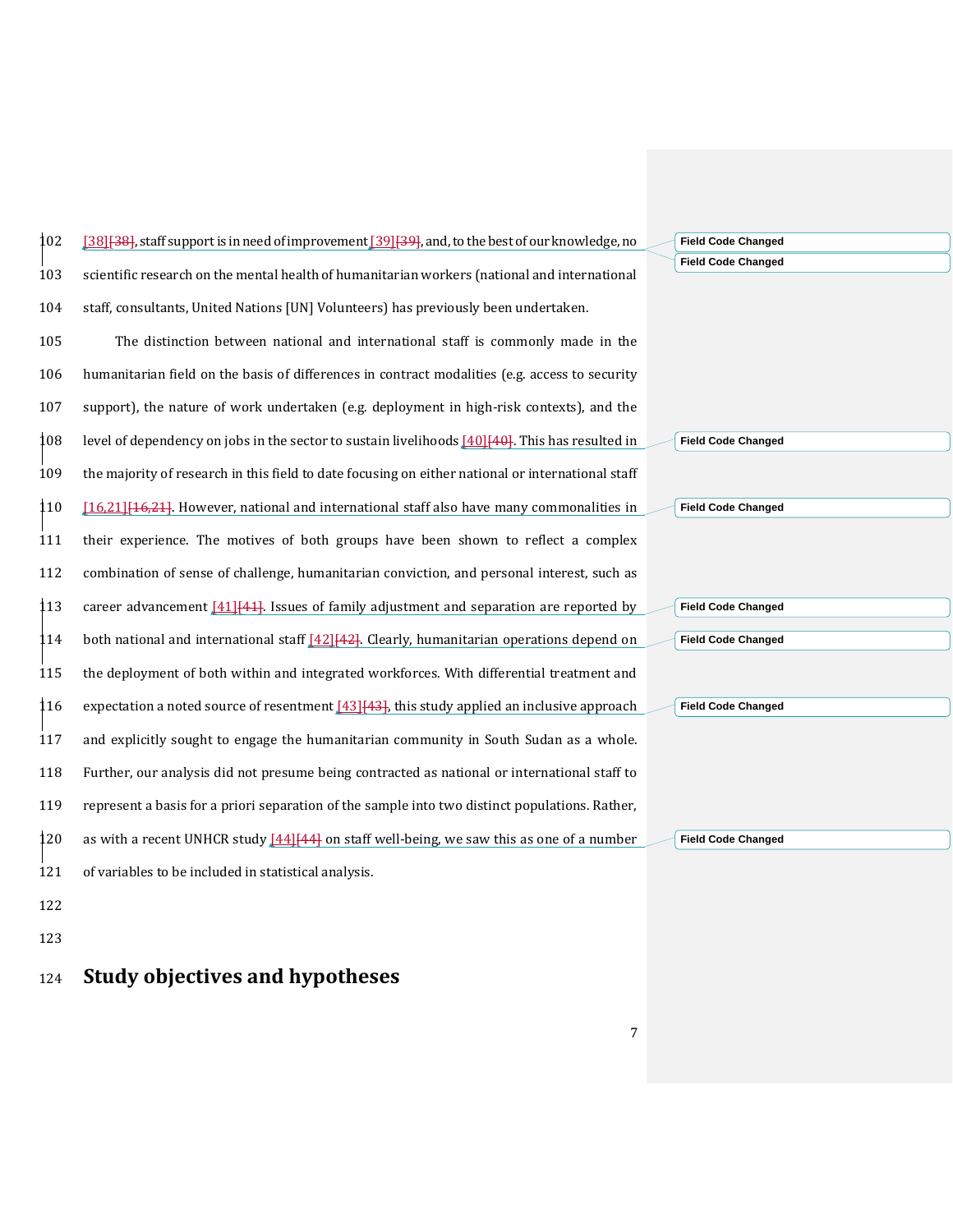[38][38], staff support is in need of improvement [39][39], and, to the best of our knowledge, no scientific research on the mental health of humanitarian workers (national and international staff, consultants, United Nations [UN] Volunteers) has previously been undertaken.

The distinction between national and international staff is commonly made in the humanitarian field on the basis of differences in contract modalities (e.g. access to security support), the nature of work undertaken (e.g. deployment in high-risk contexts), and the level of dependency on jobs in the sector to sustain livelihoods [40][40]. This has resulted in the majority of research in this field to date focusing on either national or international staff [16,21][16,21]. However, national and international staff also have many commonalities in their experience. The motives of both groups have been shown to reflect a complex combination of sense of challenge, humanitarian conviction, and personal interest, such as career advancement [41][41]. Issues of family adjustment and separation are reported by both national and international staff [42][42]. Clearly, humanitarian operations depend on the deployment of both within and integrated workforces. With differential treatment and expectation a noted source of resentment [43][43], this study applied an inclusive approach and explicitly sought to engage the humanitarian community in South Sudan as a whole. Further, our analysis did not presume being contracted as national or international staff to represent a basis for a priori separation of the sample into two distinct populations. Rather, as with a recent UNHCR study [44][44] on staff well-being, we saw this as one of a number of variables to be included in statistical analysis.

## Study objectives and hypotheses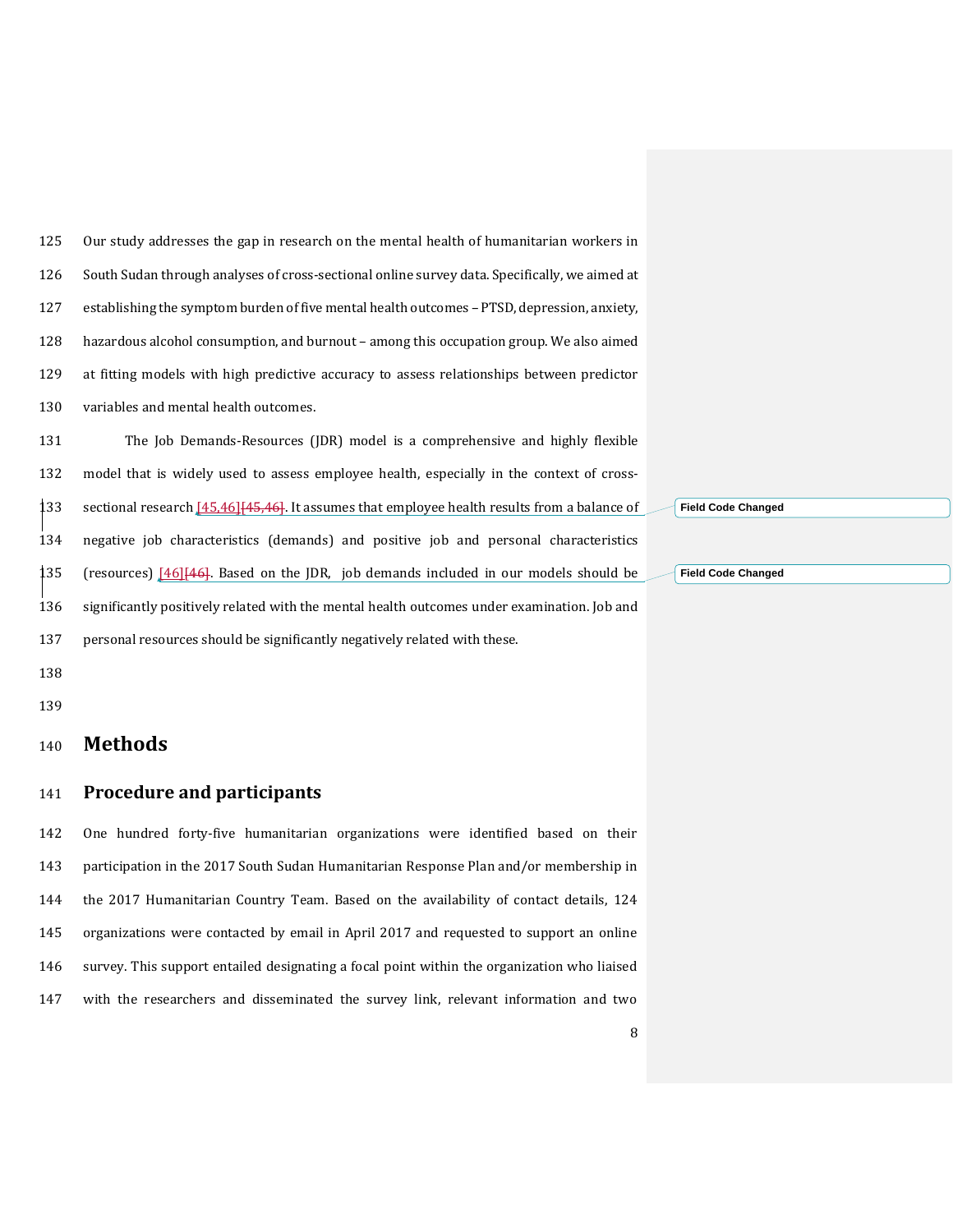Our study addresses the gap in research on the mental health of humanitarian workers in South Sudan through analyses of cross-sectional online survey data. Specifically, we aimed at establishing the symptom burden of five mental health outcomes – PTSD, depression, anxiety, hazardous alcohol consumption, and burnout – among this occupation group. We also aimed at fitting models with high predictive accuracy to assess relationships between predictor variables and mental health outcomes.

The Job Demands-Resources (JDR) model is a comprehensive and highly flexible model that is widely used to assess employee health, especially in the context of cross-sectional research [45,46]. It assumes that employee health results from a balance of negative job characteristics (demands) and positive job and personal characteristics (resources) [46]. Based on the JDR, job demands included in our models should be significantly positively related with the mental health outcomes under examination. Job and personal resources should be significantly negatively related with these.

# Methods

## Procedure and participants

One hundred forty-five humanitarian organizations were identified based on their participation in the 2017 South Sudan Humanitarian Response Plan and/or membership in the 2017 Humanitarian Country Team. Based on the availability of contact details, 124 organizations were contacted by email in April 2017 and requested to support an online survey. This support entailed designating a focal point within the organization who liaised with the researchers and disseminated the survey link, relevant information and two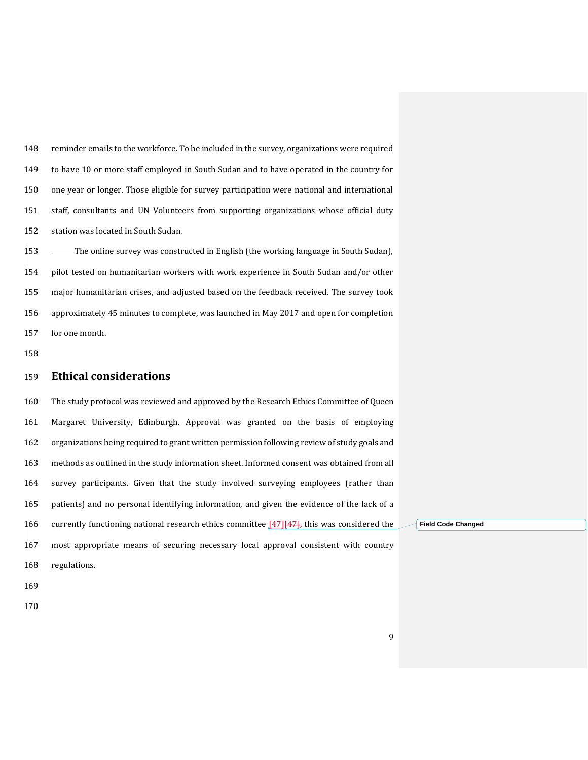reminder emails to the workforce. To be included in the survey, organizations were required to have 10 or more staff employed in South Sudan and to have operated in the country for one year or longer. Those eligible for survey participation were national and international staff, consultants and UN Volunteers from supporting organizations whose official duty station was located in South Sudan.

The online survey was constructed in English (the working language in South Sudan), pilot tested on humanitarian workers with work experience in South Sudan and/or other major humanitarian crises, and adjusted based on the feedback received. The survey took approximately 45 minutes to complete, was launched in May 2017 and open for completion for one month.

## Ethical considerations

The study protocol was reviewed and approved by the Research Ethics Committee of Queen Margaret University, Edinburgh. Approval was granted on the basis of employing organizations being required to grant written permission following review of study goals and methods as outlined in the study information sheet. Informed consent was obtained from all survey participants. Given that the study involved surveying employees (rather than patients) and no personal identifying information, and given the evidence of the lack of a currently functioning national research ethics committee [47], this was considered the most appropriate means of securing necessary local approval consistent with country regulations.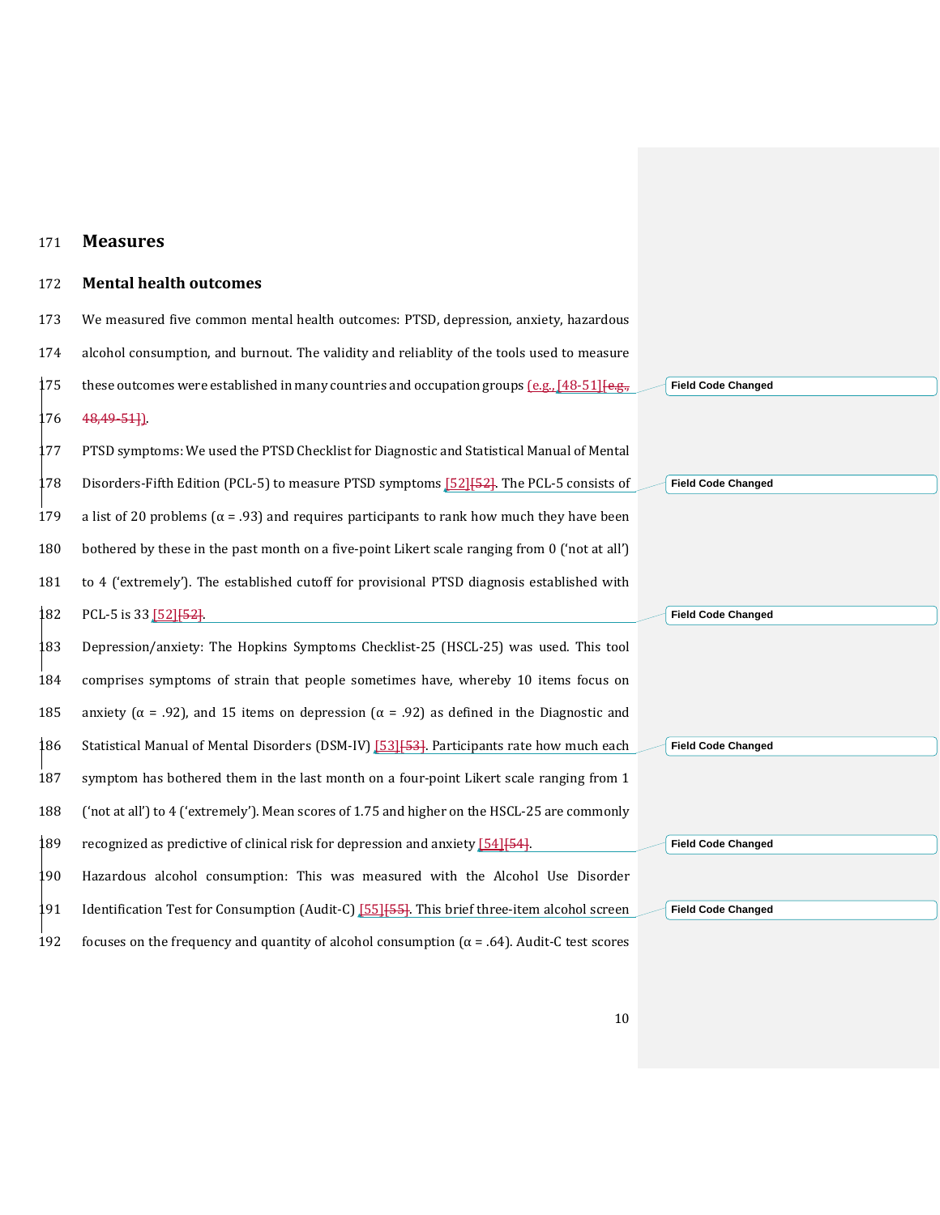## Measures

### Mental health outcomes

We measured five common mental health outcomes: PTSD, depression, anxiety, hazardous alcohol consumption, and burnout. The validity and reliablity of the tools used to measure these outcomes were established in many countries and occupation groups (e.g., [48-51]).

PTSD symptoms: We used the PTSD Checklist for Diagnostic and Statistical Manual of Mental Disorders-Fifth Edition (PCL-5) to measure PTSD symptoms [52]. The PCL-5 consists of a list of 20 problems (α = .93) and requires participants to rank how much they have been bothered by these in the past month on a five-point Likert scale ranging from 0 ('not at all') to 4 ('extremely'). The established cutoff for provisional PTSD diagnosis established with PCL-5 is 33 [52].

Depression/anxiety: The Hopkins Symptoms Checklist-25 (HSCL-25) was used. This tool comprises symptoms of strain that people sometimes have, whereby 10 items focus on anxiety (α = .92), and 15 items on depression (α = .92) as defined in the Diagnostic and Statistical Manual of Mental Disorders (DSM-IV) [53]. Participants rate how much each symptom has bothered them in the last month on a four-point Likert scale ranging from 1 ('not at all') to 4 ('extremely'). Mean scores of 1.75 and higher on the HSCL-25 are commonly recognized as predictive of clinical risk for depression and anxiety [54].

Hazardous alcohol consumption: This was measured with the Alcohol Use Disorder Identification Test for Consumption (Audit-C) [55]. This brief three-item alcohol screen focuses on the frequency and quantity of alcohol consumption (α = .64). Audit-C test scores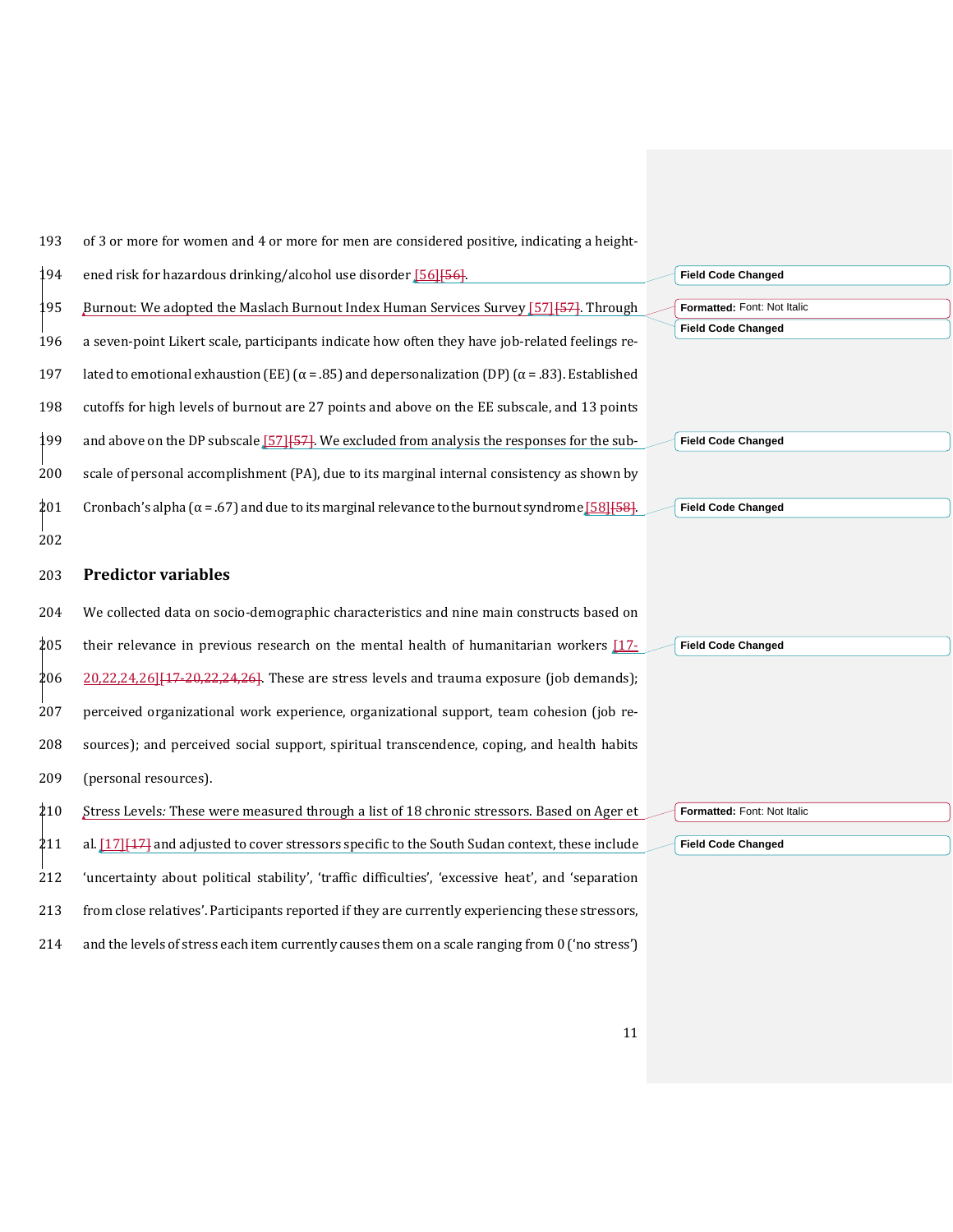of 3 or more for women and 4 or more for men are considered positive, indicating a heightened risk for hazardous drinking/alcohol use disorder [56].

Burnout: We adopted the Maslach Burnout Index Human Services Survey [57]. Through a seven-point Likert scale, participants indicate how often they have job-related feelings related to emotional exhaustion (EE) (α = .85) and depersonalization (DP) (α = .83). Established cutoffs for high levels of burnout are 27 points and above on the EE subscale, and 13 points and above on the DP subscale [57]. We excluded from analysis the responses for the subscale of personal accomplishment (PA), due to its marginal internal consistency as shown by Cronbach's alpha (α = .67) and due to its marginal relevance to the burnout syndrome [58].

## Predictor variables

We collected data on socio-demographic characteristics and nine main constructs based on their relevance in previous research on the mental health of humanitarian workers [17-20,22,24,26]. These are stress levels and trauma exposure (job demands); perceived organizational work experience, organizational support, team cohesion (job resources); and perceived social support, spiritual transcendence, coping, and health habits (personal resources).

Stress Levels: These were measured through a list of 18 chronic stressors. Based on Ager et al. [17] and adjusted to cover stressors specific to the South Sudan context, these include 'uncertainty about political stability', 'traffic difficulties', 'excessive heat', and 'separation from close relatives'. Participants reported if they are currently experiencing these stressors, and the levels of stress each item currently causes them on a scale ranging from 0 ('no stress')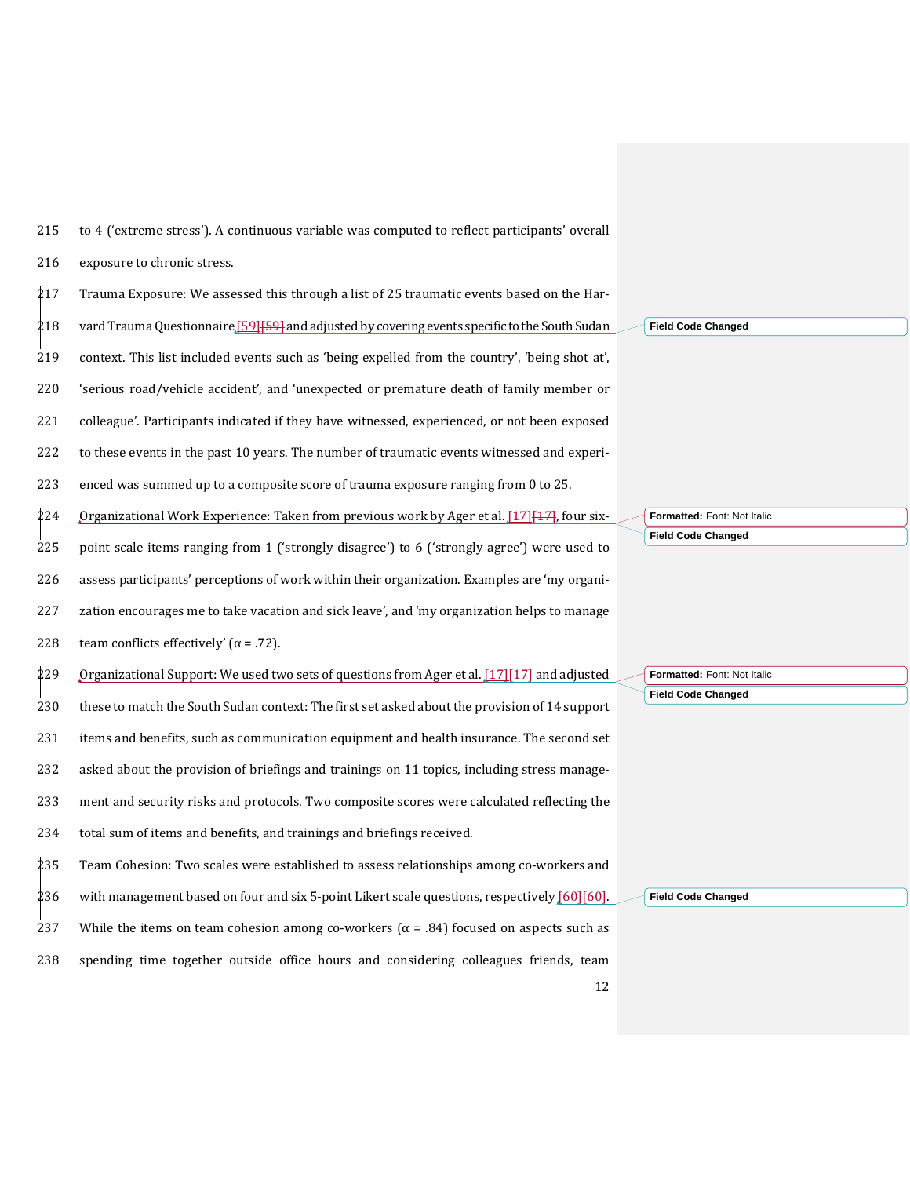to 4 ('extreme stress'). A continuous variable was computed to reflect participants' overall exposure to chronic stress.

Trauma Exposure: We assessed this through a list of 25 traumatic events based on the Harvard Trauma Questionnaire [59] and adjusted by covering events specific to the South Sudan context. This list included events such as 'being expelled from the country', 'being shot at', 'serious road/vehicle accident', and 'unexpected or premature death of family member or colleague'. Participants indicated if they have witnessed, experienced, or not been exposed to these events in the past 10 years. The number of traumatic events witnessed and experienced was summed up to a composite score of trauma exposure ranging from 0 to 25.

Organizational Work Experience: Taken from previous work by Ager et al. [17], four six-point scale items ranging from 1 ('strongly disagree') to 6 ('strongly agree') were used to assess participants' perceptions of work within their organization. Examples are 'my organization encourages me to take vacation and sick leave', and 'my organization helps to manage team conflicts effectively' (α = .72).

Organizational Support: We used two sets of questions from Ager et al. [17] and adjusted these to match the South Sudan context: The first set asked about the provision of 14 support items and benefits, such as communication equipment and health insurance. The second set asked about the provision of briefings and trainings on 11 topics, including stress management and security risks and protocols. Two composite scores were calculated reflecting the total sum of items and benefits, and trainings and briefings received.

Team Cohesion: Two scales were established to assess relationships among co-workers and with management based on four and six 5-point Likert scale questions, respectively [60]. While the items on team cohesion among co-workers (α = .84) focused on aspects such as spending time together outside office hours and considering colleagues friends, team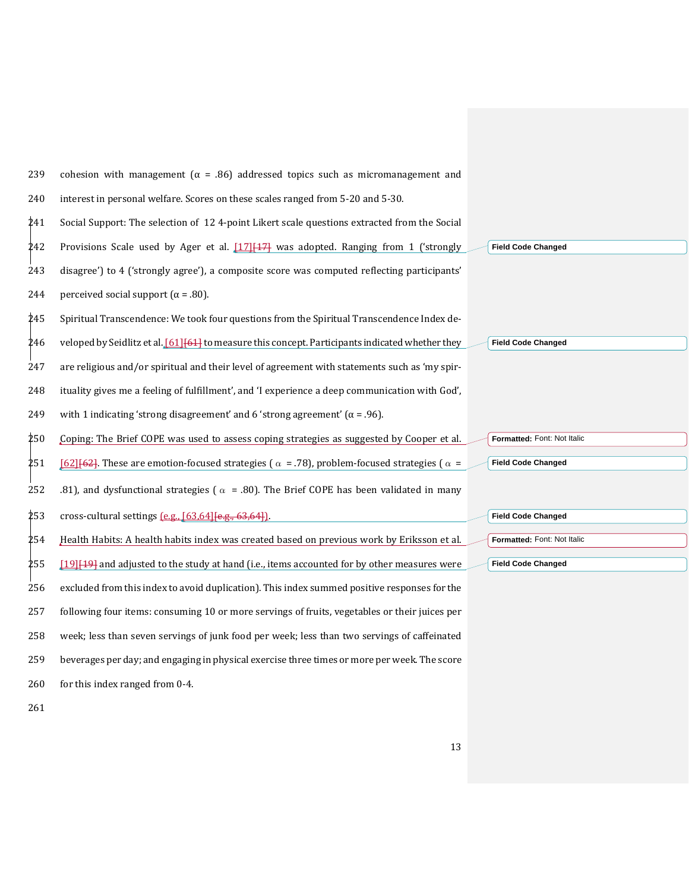cohesion with management (α = .86) addressed topics such as micromanagement and interest in personal welfare. Scores on these scales ranged from 5-20 and 5-30.

Social Support: The selection of 12 4-point Likert scale questions extracted from the Social Provisions Scale used by Ager et al. [17] was adopted. Ranging from 1 ('strongly disagree') to 4 ('strongly agree'), a composite score was computed reflecting participants' perceived social support (α = .80).

Spiritual Transcendence: We took four questions from the Spiritual Transcendence Index developed by Seidlitz et al. [61] to measure this concept. Participants indicated whether they are religious and/or spiritual and their level of agreement with statements such as 'my spirituality gives me a feeling of fulfillment', and 'I experience a deep communication with God', with 1 indicating 'strong disagreement' and 6 'strong agreement' (α = .96).

Coping: The Brief COPE was used to assess coping strategies as suggested by Cooper et al. [62]. These are emotion-focused strategies (α = .78), problem-focused strategies (α = .81), and dysfunctional strategies (α = .80). The Brief COPE has been validated in many cross-cultural settings (e.g., [63,64]).

Health Habits: A health habits index was created based on previous work by Eriksson et al. [19] and adjusted to the study at hand (i.e., items accounted for by other measures were excluded from this index to avoid duplication). This index summed positive responses for the following four items: consuming 10 or more servings of fruits, vegetables or their juices per week; less than seven servings of junk food per week; less than two servings of caffeinated beverages per day; and engaging in physical exercise three times or more per week. The score for this index ranged from 0-4.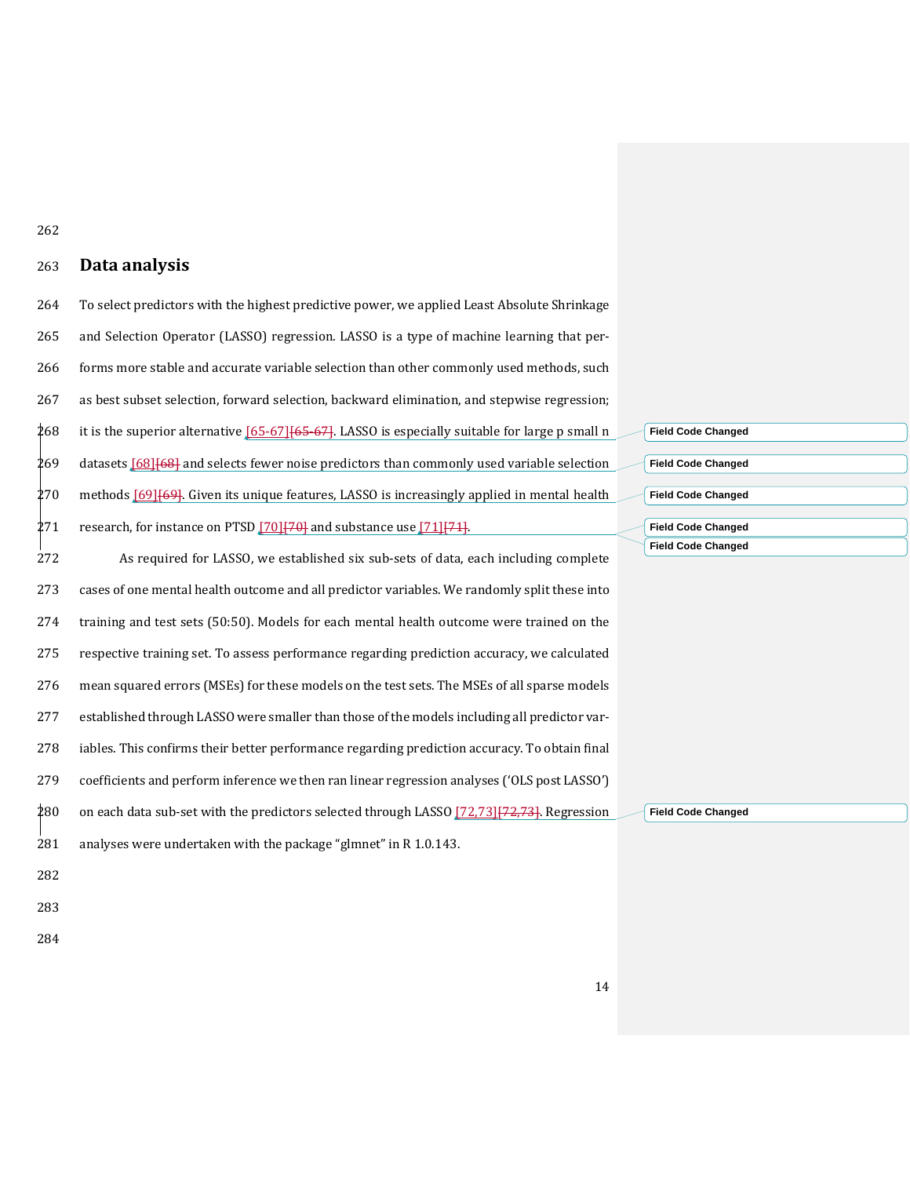## Data analysis

To select predictors with the highest predictive power, we applied Least Absolute Shrinkage and Selection Operator (LASSO) regression. LASSO is a type of machine learning that performs more stable and accurate variable selection than other commonly used methods, such as best subset selection, forward selection, backward elimination, and stepwise regression; it is the superior alternative [65-67]. LASSO is especially suitable for large p small n datasets [68] and selects fewer noise predictors than commonly used variable selection methods [69]. Given its unique features, LASSO is increasingly applied in mental health research, for instance on PTSD [70] and substance use [71].

As required for LASSO, we established six sub-sets of data, each including complete cases of one mental health outcome and all predictor variables. We randomly split these into training and test sets (50:50). Models for each mental health outcome were trained on the respective training set. To assess performance regarding prediction accuracy, we calculated mean squared errors (MSEs) for these models on the test sets. The MSEs of all sparse models established through LASSO were smaller than those of the models including all predictor variables. This confirms their better performance regarding prediction accuracy. To obtain final coefficients and perform inference we then ran linear regression analyses ('OLS post LASSO') on each data sub-set with the predictors selected through LASSO [72,73]. Regression analyses were undertaken with the package "glmnet" in R 1.0.143.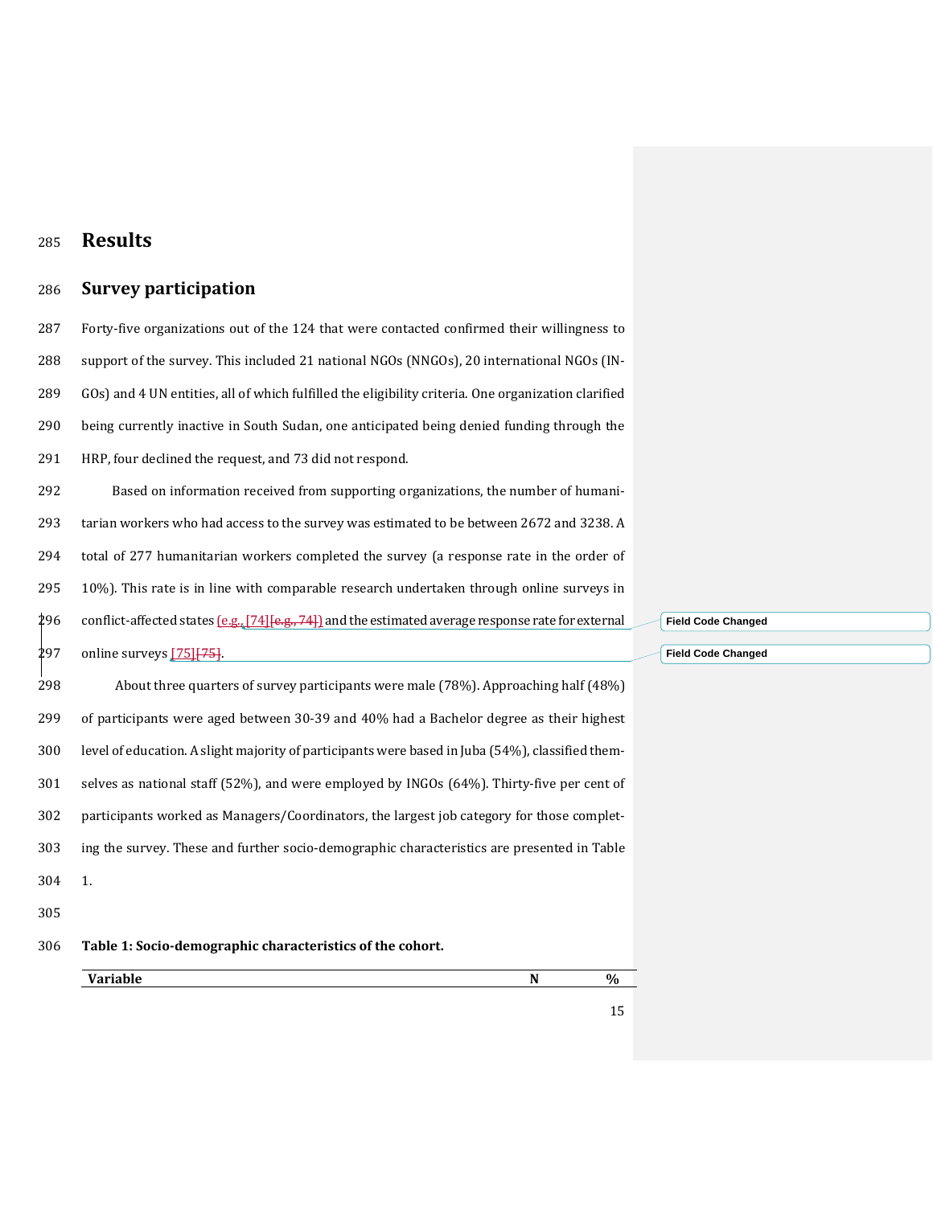# Results

## Survey participation

Forty-five organizations out of the 124 that were contacted confirmed their willingness to support of the survey. This included 21 national NGOs (NNGOs), 20 international NGOs (INGOs) and 4 UN entities, all of which fulfilled the eligibility criteria. One organization clarified being currently inactive in South Sudan, one anticipated being denied funding through the HRP, four declined the request, and 73 did not respond.

Based on information received from supporting organizations, the number of humanitarian workers who had access to the survey was estimated to be between 2672 and 3238. A total of 277 humanitarian workers completed the survey (a response rate in the order of 10%). This rate is in line with comparable research undertaken through online surveys in conflict-affected states (e.g., [74]) and the estimated average response rate for external online surveys [75].

About three quarters of survey participants were male (78%). Approaching half (48%) of participants were aged between 30-39 and 40% had a Bachelor degree as their highest level of education. A slight majority of participants were based in Juba (54%), classified themselves as national staff (52%), and were employed by INGOs (64%). Thirty-five per cent of participants worked as Managers/Coordinators, the largest job category for those completing the survey. These and further socio-demographic characteristics are presented in Table 1.

**Table 1: Socio-demographic characteristics of the cohort.**

| Variable | N | % |
|---|---|---|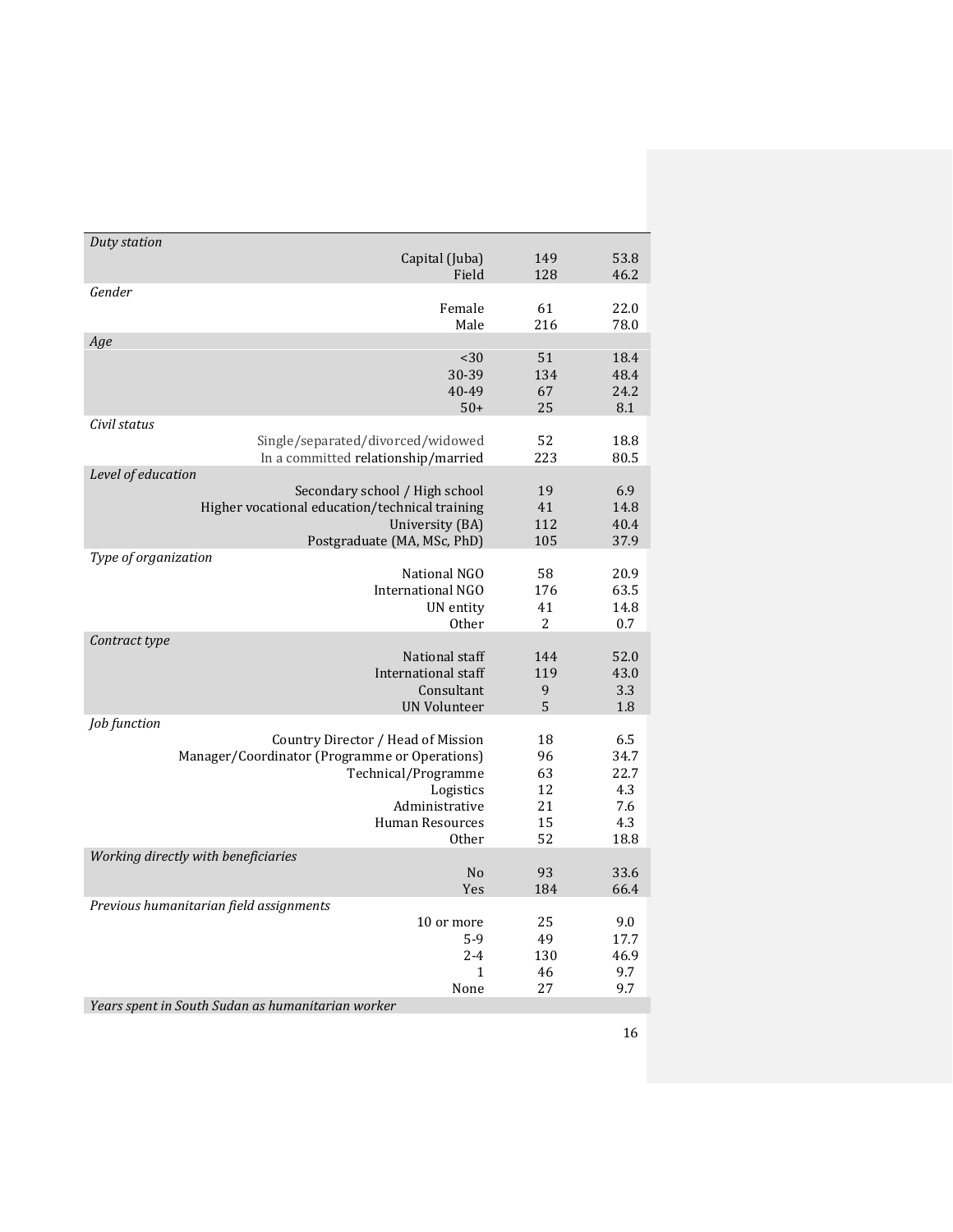| | | |
|---|---|---|
| *Duty station* | | |
| Capital (Juba) | 149 | 53.8 |
| Field | 128 | 46.2 |
| *Gender* | | |
| Female | 61 | 22.0 |
| Male | 216 | 78.0 |
| *Age* | | |
| <30 | 51 | 18.4 |
| 30-39 | 134 | 48.4 |
| 40-49 | 67 | 24.2 |
| 50+ | 25 | 8.1 |
| *Civil status* | | |
| Single/separated/divorced/widowed | 52 | 18.8 |
| In a committed relationship/married | 223 | 80.5 |
| *Level of education* | | |
| Secondary school / High school | 19 | 6.9 |
| Higher vocational education/technical training | 41 | 14.8 |
| University (BA) | 112 | 40.4 |
| Postgraduate (MA, MSc, PhD) | 105 | 37.9 |
| *Type of organization* | | |
| National NGO | 58 | 20.9 |
| International NGO | 176 | 63.5 |
| UN entity | 41 | 14.8 |
| Other | 2 | 0.7 |
| *Contract type* | | |
| National staff | 144 | 52.0 |
| International staff | 119 | 43.0 |
| Consultant | 9 | 3.3 |
| UN Volunteer | 5 | 1.8 |
| *Job function* | | |
| Country Director / Head of Mission | 18 | 6.5 |
| Manager/Coordinator (Programme or Operations) | 96 | 34.7 |
| Technical/Programme | 63 | 22.7 |
| Logistics | 12 | 4.3 |
| Administrative | 21 | 7.6 |
| Human Resources | 15 | 4.3 |
| Other | 52 | 18.8 |
| *Working directly with beneficiaries* | | |
| No | 93 | 33.6 |
| Yes | 184 | 66.4 |
| *Previous humanitarian field assignments* | | |
| 10 or more | 25 | 9.0 |
| 5-9 | 49 | 17.7 |
| 2-4 | 130 | 46.9 |
| 1 | 46 | 9.7 |
| None | 27 | 9.7 |
| *Years spent in South Sudan as humanitarian worker* | | |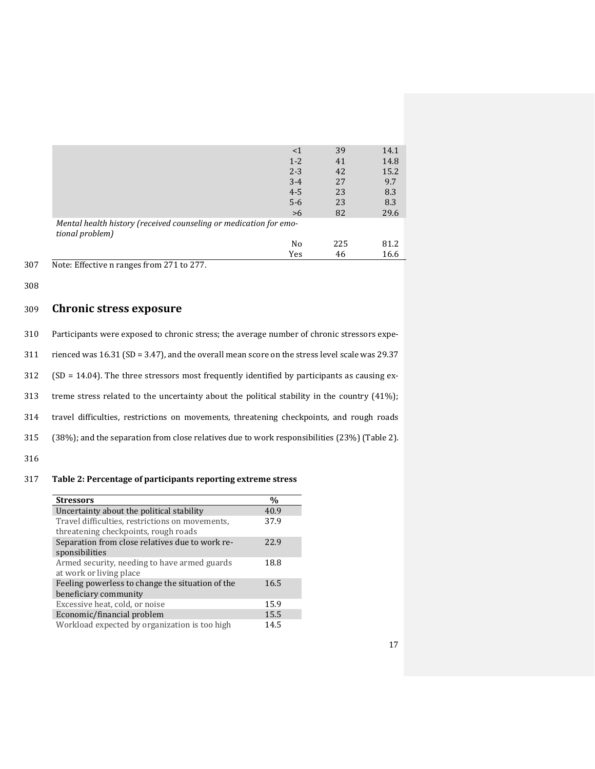| | | n | % |
|---|---|---|---|
| | <1 | 39 | 14.1 |
| | 1-2 | 41 | 14.8 |
| | 2-3 | 42 | 15.2 |
| | 3-4 | 27 | 9.7 |
| | 4-5 | 23 | 8.3 |
| | 5-6 | 23 | 8.3 |
| | >6 | 82 | 29.6 |
| *Mental health history (received counseling or medication for emotional problem)* | | | |
| | No | 225 | 81.2 |
| | Yes | 46 | 16.6 |

Note: Effective n ranges from 271 to 277.

## Chronic stress exposure

Participants were exposed to chronic stress; the average number of chronic stressors experienced was 16.31 (SD = 3.47), and the overall mean score on the stress level scale was 29.37 (SD = 14.04). The three stressors most frequently identified by participants as causing extreme stress related to the uncertainty about the political stability in the country (41%); travel difficulties, restrictions on movements, threatening checkpoints, and rough roads (38%); and the separation from close relatives due to work responsibilities (23%) (Table 2).

**Table 2: Percentage of participants reporting extreme stress**

| Stressors | % |
|---|---|
| Uncertainty about the political stability | 40.9 |
| Travel difficulties, restrictions on movements, threatening checkpoints, rough roads | 37.9 |
| Separation from close relatives due to work responsibilities | 22.9 |
| Armed security, needing to have armed guards at work or living place | 18.8 |
| Feeling powerless to change the situation of the beneficiary community | 16.5 |
| Excessive heat, cold, or noise | 15.9 |
| Economic/financial problem | 15.5 |
| Workload expected by organization is too high | 14.5 |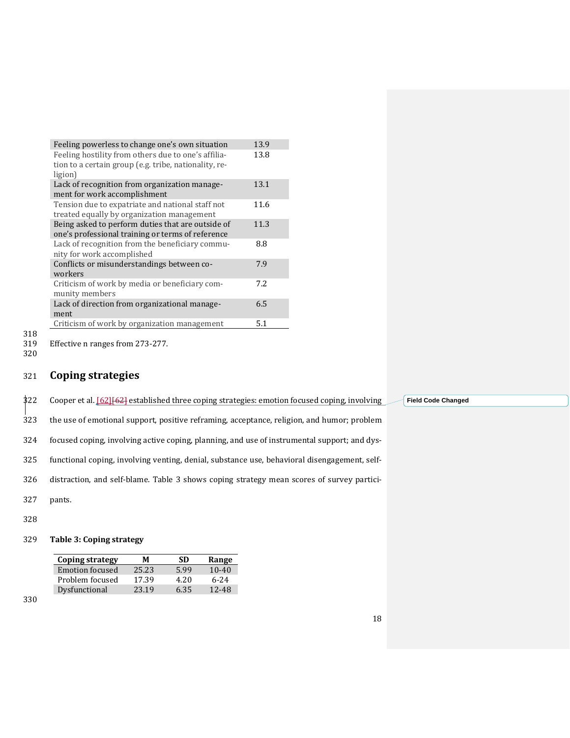| | |
|---|---|
| Feeling powerless to change one's own situation | 13.9 |
| Feeling hostility from others due to one's affiliation to a certain group (e.g. tribe, nationality, religion) | 13.8 |
| Lack of recognition from organization management for work accomplishment | 13.1 |
| Tension due to expatriate and national staff not treated equally by organization management | 11.6 |
| Being asked to perform duties that are outside of one's professional training or terms of reference | 11.3 |
| Lack of recognition from the beneficiary community for work accomplished | 8.8 |
| Conflicts or misunderstandings between co-workers | 7.9 |
| Criticism of work by media or beneficiary community members | 7.2 |
| Lack of direction from organizational management | 6.5 |
| Criticism of work by organization management | 5.1 |

Effective n ranges from 273-277.

## Coping strategies

Cooper et al. [62] established three coping strategies: emotion focused coping, involving the use of emotional support, positive reframing, acceptance, religion, and humor; problem focused coping, involving active coping, planning, and use of instrumental support; and dysfunctional coping, involving venting, denial, substance use, behavioral disengagement, self-distraction, and self-blame. Table 3 shows coping strategy mean scores of survey participants.

**Table 3: Coping strategy**

| Coping strategy | M | SD | Range |
|---|---|---|---|
| Emotion focused | 25.23 | 5.99 | 10-40 |
| Problem focused | 17.39 | 4.20 | 6-24 |
| Dysfunctional | 23.19 | 6.35 | 12-48 |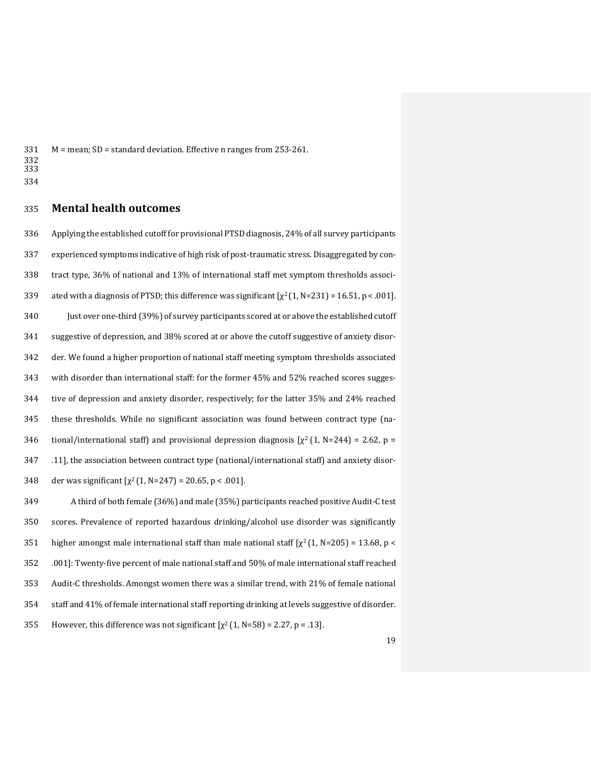M = mean; SD = standard deviation. Effective n ranges from 253-261.

## Mental health outcomes

Applying the established cutoff for provisional PTSD diagnosis, 24% of all survey participants experienced symptoms indicative of high risk of post-traumatic stress. Disaggregated by contract type, 36% of national and 13% of international staff met symptom thresholds associated with a diagnosis of PTSD; this difference was significant [$\chi^2$ (1, N=231) = 16.51, p < .001].

Just over one-third (39%) of survey participants scored at or above the established cutoff suggestive of depression, and 38% scored at or above the cutoff suggestive of anxiety disorder. We found a higher proportion of national staff meeting symptom thresholds associated with disorder than international staff: for the former 45% and 52% reached scores suggestive of depression and anxiety disorder, respectively; for the latter 35% and 24% reached these thresholds. While no significant association was found between contract type (national/international staff) and provisional depression diagnosis [$\chi^2$ (1, N=244) = 2.62, p = .11], the association between contract type (national/international staff) and anxiety disorder was significant [$\chi^2$ (1, N=247) = 20.65, p < .001].

A third of both female (36%) and male (35%) participants reached positive Audit-C test scores. Prevalence of reported hazardous drinking/alcohol use disorder was significantly higher amongst male international staff than male national staff [$\chi^2$ (1, N=205) = 13.68, p < .001]: Twenty-five percent of male national staff and 50% of male international staff reached Audit-C thresholds. Amongst women there was a similar trend, with 21% of female national staff and 41% of female international staff reporting drinking at levels suggestive of disorder. However, this difference was not significant [$\chi^2$ (1, N=58) = 2.27, p = .13].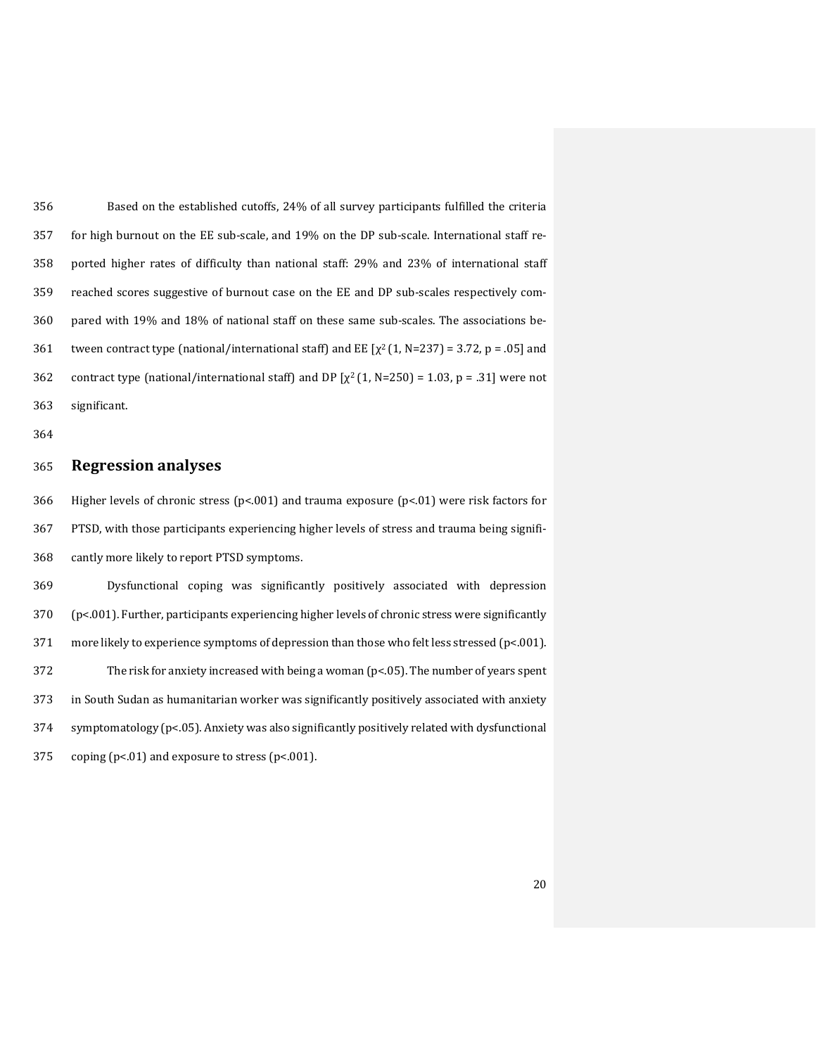Based on the established cutoffs, 24% of all survey participants fulfilled the criteria for high burnout on the EE sub-scale, and 19% on the DP sub-scale. International staff reported higher rates of difficulty than national staff: 29% and 23% of international staff reached scores suggestive of burnout case on the EE and DP sub-scales respectively compared with 19% and 18% of national staff on these same sub-scales. The associations between contract type (national/international staff) and EE [$\chi^2$ (1, N=237) = 3.72, $p$ = .05] and contract type (national/international staff) and DP [$\chi^2$ (1, N=250) = 1.03, $p$ = .31] were not significant.

## Regression analyses

Higher levels of chronic stress ($p<.001$) and trauma exposure ($p<.01$) were risk factors for PTSD, with those participants experiencing higher levels of stress and trauma being significantly more likely to report PTSD symptoms.

Dysfunctional coping was significantly positively associated with depression ($p<.001$). Further, participants experiencing higher levels of chronic stress were significantly more likely to experience symptoms of depression than those who felt less stressed ($p<.001$).

The risk for anxiety increased with being a woman ($p<.05$). The number of years spent in South Sudan as humanitarian worker was significantly positively associated with anxiety symptomatology ($p<.05$). Anxiety was also significantly positively related with dysfunctional coping ($p<.01$) and exposure to stress ($p<.001$).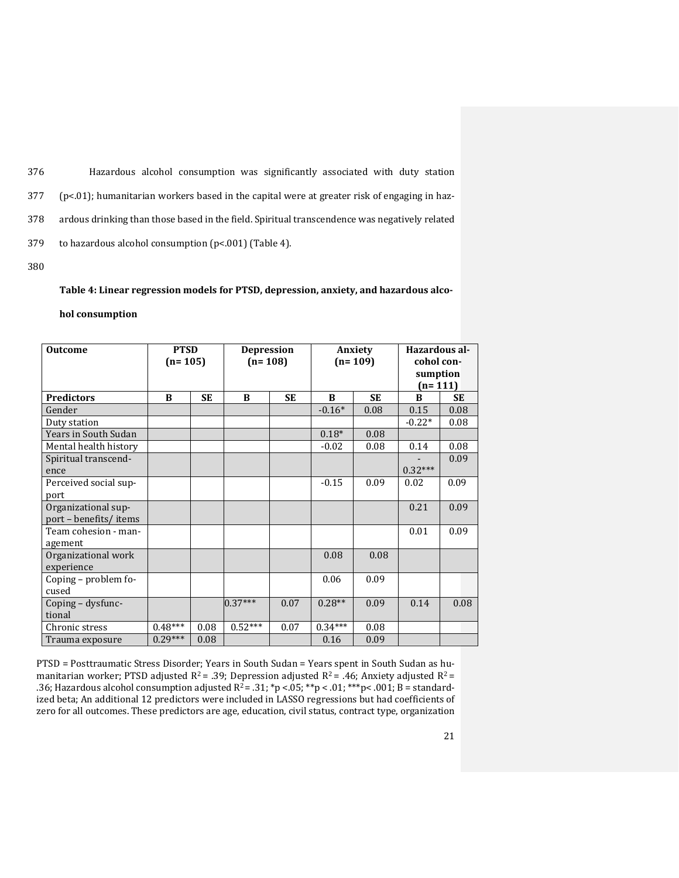Hazardous alcohol consumption was significantly associated with duty station ($p<.01$); humanitarian workers based in the capital were at greater risk of engaging in hazardous drinking than those based in the field. Spiritual transcendence was negatively related to hazardous alcohol consumption ($p<.001$) (Table 4).

**Table 4: Linear regression models for PTSD, depression, anxiety, and hazardous alcohol consumption**

| Outcome | PTSD (n= 105) | | Depression (n= 108) | | Anxiety (n= 109) | | Hazardous alcohol consumption (n= 111) | |
|---|---|---|---|---|---|---|---|---|
| **Predictors** | **B** | **SE** | **B** | **SE** | **B** | **SE** | **B** | **SE** |
| Gender | | | | | -0.16* | 0.08 | 0.15 | 0.08 |
| Duty station | | | | | | | -0.22* | 0.08 |
| Years in South Sudan | | | | | 0.18* | 0.08 | | |
| Mental health history | | | | | -0.02 | 0.08 | 0.14 | 0.08 |
| Spiritual transcendence | | | | | | | -0.32*** | 0.09 |
| Perceived social support | | | | | -0.15 | 0.09 | 0.02 | 0.09 |
| Organizational support – benefits/ items | | | | | | | 0.21 | 0.09 |
| Team cohesion - management | | | | | | | 0.01 | 0.09 |
| Organizational work experience | | | | | 0.08 | 0.08 | | |
| Coping – problem focused | | | | | 0.06 | 0.09 | | |
| Coping – dysfunctional | | | 0.37*** | 0.07 | 0.28** | 0.09 | 0.14 | 0.08 |
| Chronic stress | 0.48*** | 0.08 | 0.52*** | 0.07 | 0.34*** | 0.08 | | |
| Trauma exposure | 0.29*** | 0.08 | | | 0.16 | 0.09 | | |

PTSD = Posttraumatic Stress Disorder; Years in South Sudan = Years spent in South Sudan as humanitarian worker; PTSD adjusted $R^2 = .39$; Depression adjusted $R^2 = .46$; Anxiety adjusted $R^2 = .36$; Hazardous alcohol consumption adjusted $R^2 = .31$; *$p < .05$; **$p < .01$; ***$p < .001$; B = standardized beta; An additional 12 predictors were included in LASSO regressions but had coefficients of zero for all outcomes. These predictors are age, education, civil status, contract type, organization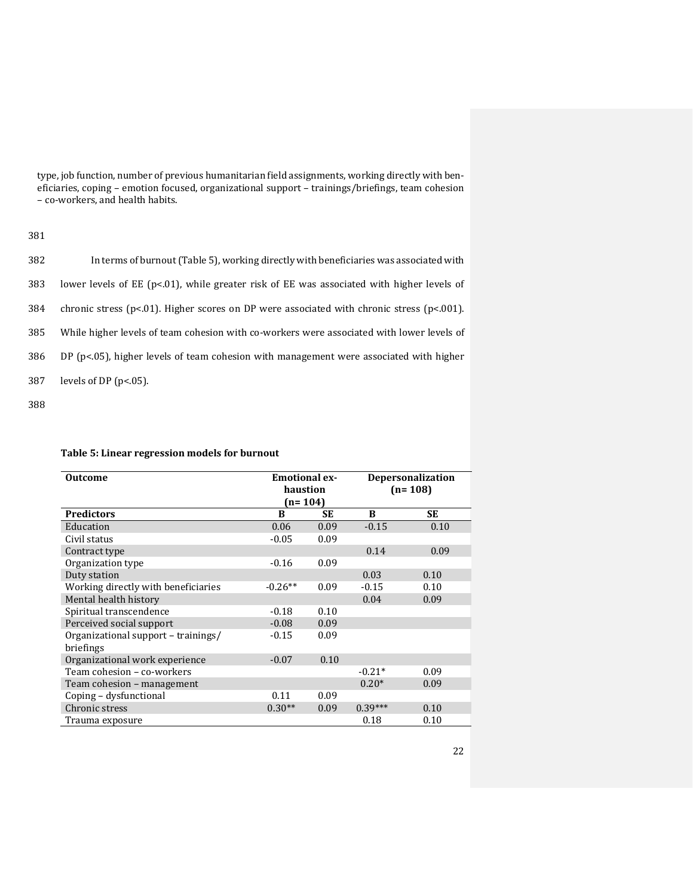type, job function, number of previous humanitarian field assignments, working directly with beneficiaries, coping – emotion focused, organizational support – trainings/briefings, team cohesion – co-workers, and health habits.

In terms of burnout (Table 5), working directly with beneficiaries was associated with lower levels of EE ($p<.01$), while greater risk of EE was associated with higher levels of chronic stress ($p<.01$). Higher scores on DP were associated with chronic stress ($p<.001$). While higher levels of team cohesion with co-workers were associated with lower levels of DP ($p<.05$), higher levels of team cohesion with management were associated with higher levels of DP ($p<.05$).

**Table 5: Linear regression models for burnout**

| Outcome | Emotional exhaustion (n= 104) | | Depersonalization (n= 108) | |
|---|---|---|---|---|
| **Predictors** | **B** | **SE** | **B** | **SE** |
| Education | 0.06 | 0.09 | -0.15 | 0.10 |
| Civil status | -0.05 | 0.09 | | |
| Contract type | | | 0.14 | 0.09 |
| Organization type | -0.16 | 0.09 | | |
| Duty station | | | 0.03 | 0.10 |
| Working directly with beneficiaries | -0.26** | 0.09 | -0.15 | 0.10 |
| Mental health history | | | 0.04 | 0.09 |
| Spiritual transcendence | -0.18 | 0.10 | | |
| Perceived social support | -0.08 | 0.09 | | |
| Organizational support – trainings/ briefings | -0.15 | 0.09 | | |
| Organizational work experience | -0.07 | 0.10 | | |
| Team cohesion – co-workers | | | -0.21* | 0.09 |
| Team cohesion – management | | | 0.20* | 0.09 |
| Coping – dysfunctional | 0.11 | 0.09 | | |
| Chronic stress | 0.30** | 0.09 | 0.39*** | 0.10 |
| Trauma exposure | | | 0.18 | 0.10 |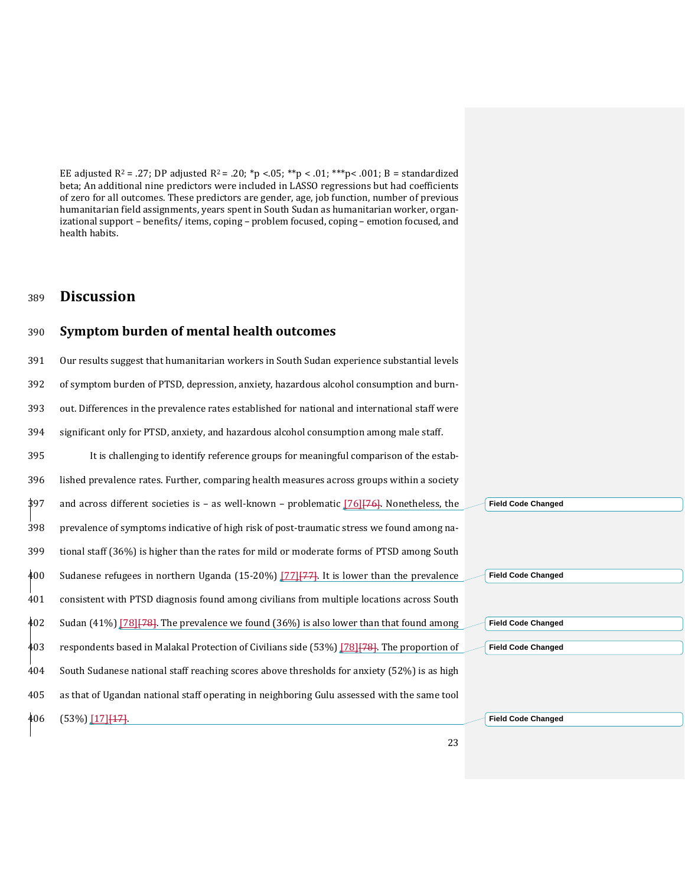EE adjusted $R^2$ = .27; DP adjusted $R^2$ = .20; *p <.05; **p < .01; ***p< .001; B = standardized beta; An additional nine predictors were included in LASSO regressions but had coefficients of zero for all outcomes. These predictors are gender, age, job function, number of previous humanitarian field assignments, years spent in South Sudan as humanitarian worker, organizational support – benefits/ items, coping – problem focused, coping – emotion focused, and health habits.

# Discussion

## Symptom burden of mental health outcomes

Our results suggest that humanitarian workers in South Sudan experience substantial levels of symptom burden of PTSD, depression, anxiety, hazardous alcohol consumption and burnout. Differences in the prevalence rates established for national and international staff were significant only for PTSD, anxiety, and hazardous alcohol consumption among male staff.

It is challenging to identify reference groups for meaningful comparison of the established prevalence rates. Further, comparing health measures across groups within a society and across different societies is – as well-known – problematic [76]. Nonetheless, the prevalence of symptoms indicative of high risk of post-traumatic stress we found among national staff (36%) is higher than the rates for mild or moderate forms of PTSD among South Sudanese refugees in northern Uganda (15-20%) [77]. It is lower than the prevalence consistent with PTSD diagnosis found among civilians from multiple locations across South Sudan (41%) [78]. The prevalence we found (36%) is also lower than that found among respondents based in Malakal Protection of Civilians side (53%) [78]. The proportion of South Sudanese national staff reaching scores above thresholds for anxiety (52%) is as high as that of Ugandan national staff operating in neighboring Gulu assessed with the same tool (53%) [17].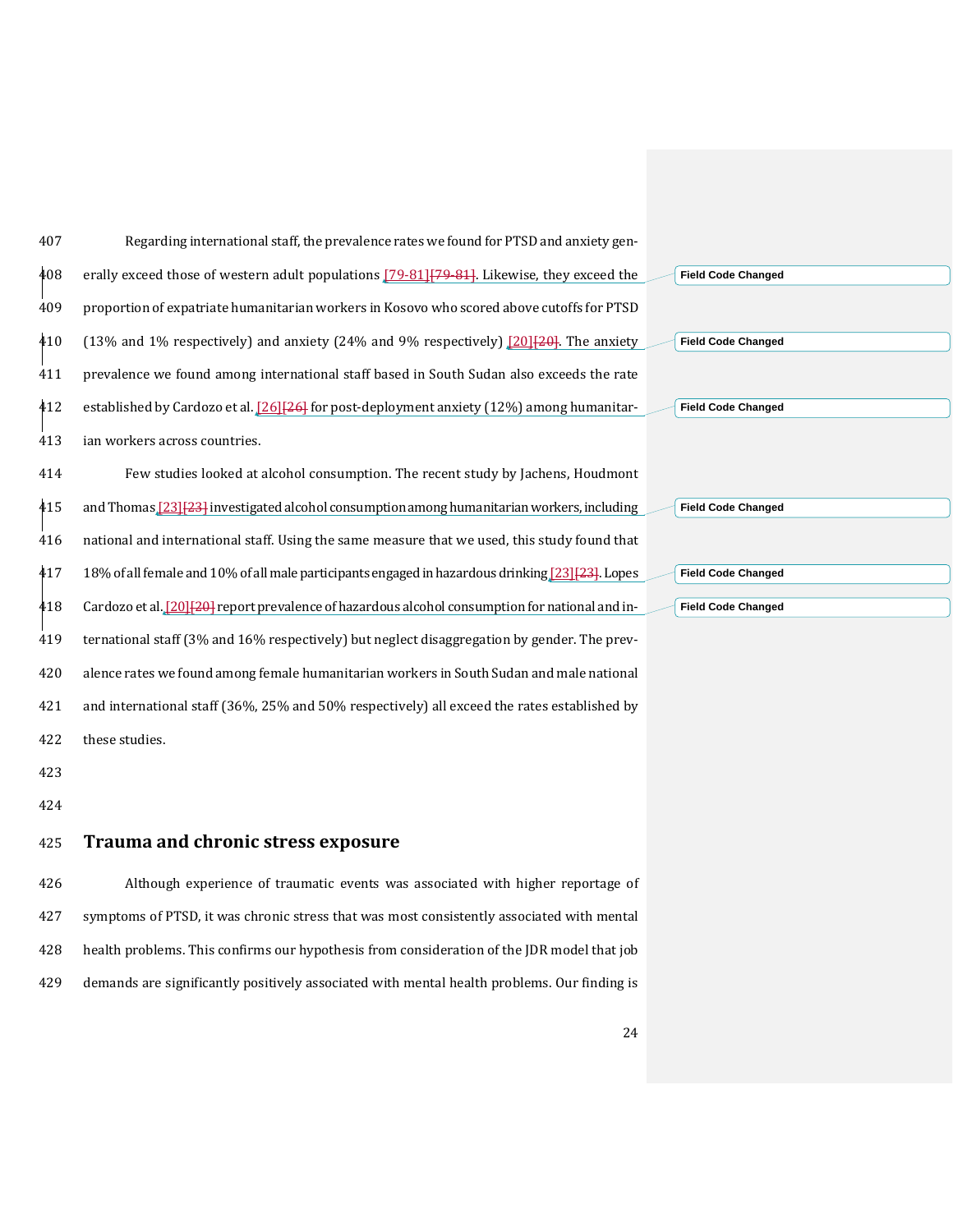Regarding international staff, the prevalence rates we found for PTSD and anxiety generally exceed those of western adult populations [79-81]. Likewise, they exceed the proportion of expatriate humanitarian workers in Kosovo who scored above cutoffs for PTSD (13% and 1% respectively) and anxiety (24% and 9% respectively) [20]. The anxiety prevalence we found among international staff based in South Sudan also exceeds the rate established by Cardozo et al. [26] for post-deployment anxiety (12%) among humanitarian workers across countries.

Few studies looked at alcohol consumption. The recent study by Jachens, Houdmont and Thomas [23] investigated alcohol consumption among humanitarian workers, including national and international staff. Using the same measure that we used, this study found that 18% of all female and 10% of all male participants engaged in hazardous drinking [23]. Lopes Cardozo et al. [20] report prevalence of hazardous alcohol consumption for national and international staff (3% and 16% respectively) but neglect disaggregation by gender. The prevalence rates we found among female humanitarian workers in South Sudan and male national and international staff (36%, 25% and 50% respectively) all exceed the rates established by these studies.

## Trauma and chronic stress exposure

Although experience of traumatic events was associated with higher reportage of symptoms of PTSD, it was chronic stress that was most consistently associated with mental health problems. This confirms our hypothesis from consideration of the JDR model that job demands are significantly positively associated with mental health problems. Our finding is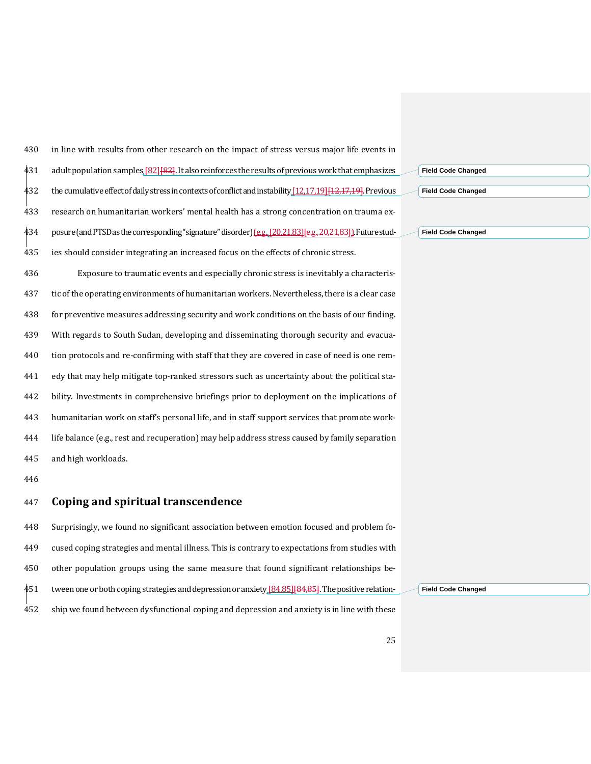in line with results from other research on the impact of stress versus major life events in adult population samples [82]. It also reinforces the results of previous work that emphasizes the cumulative effect of daily stress in contexts of conflict and instability [12,17,19]. Previous research on humanitarian workers' mental health has a strong concentration on trauma exposure (and PTSD as the corresponding "signature" disorder) (e.g., [20,21,83]). Future studies should consider integrating an increased focus on the effects of chronic stress.

Exposure to traumatic events and especially chronic stress is inevitably a characteristic of the operating environments of humanitarian workers. Nevertheless, there is a clear case for preventive measures addressing security and work conditions on the basis of our finding. With regards to South Sudan, developing and disseminating thorough security and evacuation protocols and re-confirming with staff that they are covered in case of need is one remedy that may help mitigate top-ranked stressors such as uncertainty about the political stability. Investments in comprehensive briefings prior to deployment on the implications of humanitarian work on staff's personal life, and in staff support services that promote work-life balance (e.g., rest and recuperation) may help address stress caused by family separation and high workloads.

## Coping and spiritual transcendence

Surprisingly, we found no significant association between emotion focused and problem focused coping strategies and mental illness. This is contrary to expectations from studies with other population groups using the same measure that found significant relationships between one or both coping strategies and depression or anxiety [84,85]. The positive relationship we found between dysfunctional coping and depression and anxiety is in line with these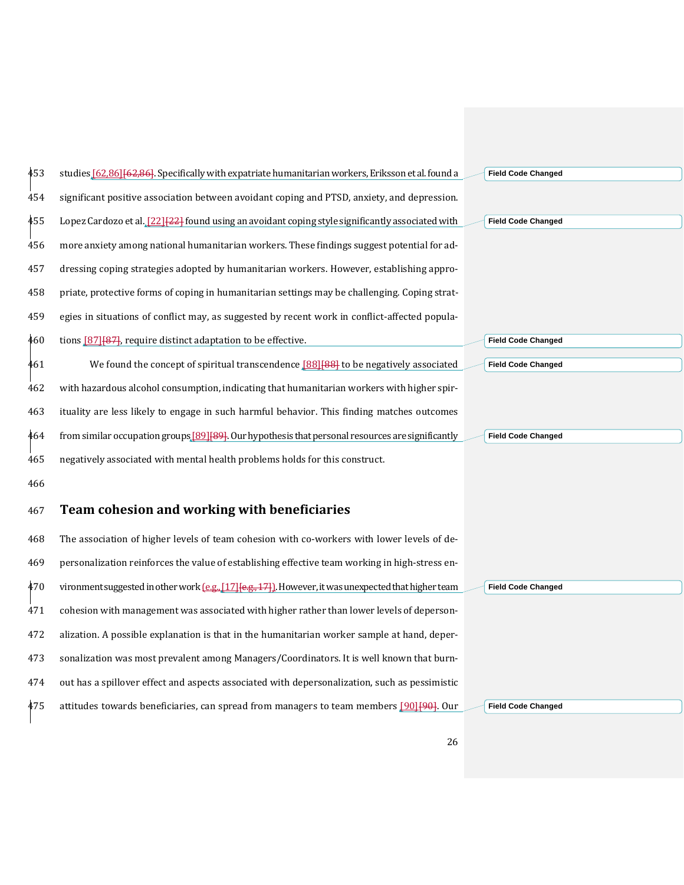studies [62,86]. Specifically with expatriate humanitarian workers, Eriksson et al. found a significant positive association between avoidant coping and PTSD, anxiety, and depression. Lopez Cardozo et al. [22] found using an avoidant coping style significantly associated with more anxiety among national humanitarian workers. These findings suggest potential for addressing coping strategies adopted by humanitarian workers. However, establishing appropriate, protective forms of coping in humanitarian settings may be challenging. Coping strategies in situations of conflict may, as suggested by recent work in conflict-affected populations [87], require distinct adaptation to be effective.

We found the concept of spiritual transcendence [88] to be negatively associated with hazardous alcohol consumption, indicating that humanitarian workers with higher spirituality are less likely to engage in such harmful behavior. This finding matches outcomes from similar occupation groups [89]. Our hypothesis that personal resources are significantly negatively associated with mental health problems holds for this construct.

## Team cohesion and working with beneficiaries

The association of higher levels of team cohesion with co-workers with lower levels of depersonalization reinforces the value of establishing effective team working in high-stress environment suggested in other work (e.g., [17]). However, it was unexpected that higher team cohesion with management was associated with higher rather than lower levels of depersonalization. A possible explanation is that in the humanitarian worker sample at hand, depersonalization was most prevalent among Managers/Coordinators. It is well known that burnout has a spillover effect and aspects associated with depersonalization, such as pessimistic attitudes towards beneficiaries, can spread from managers to team members [90]. Our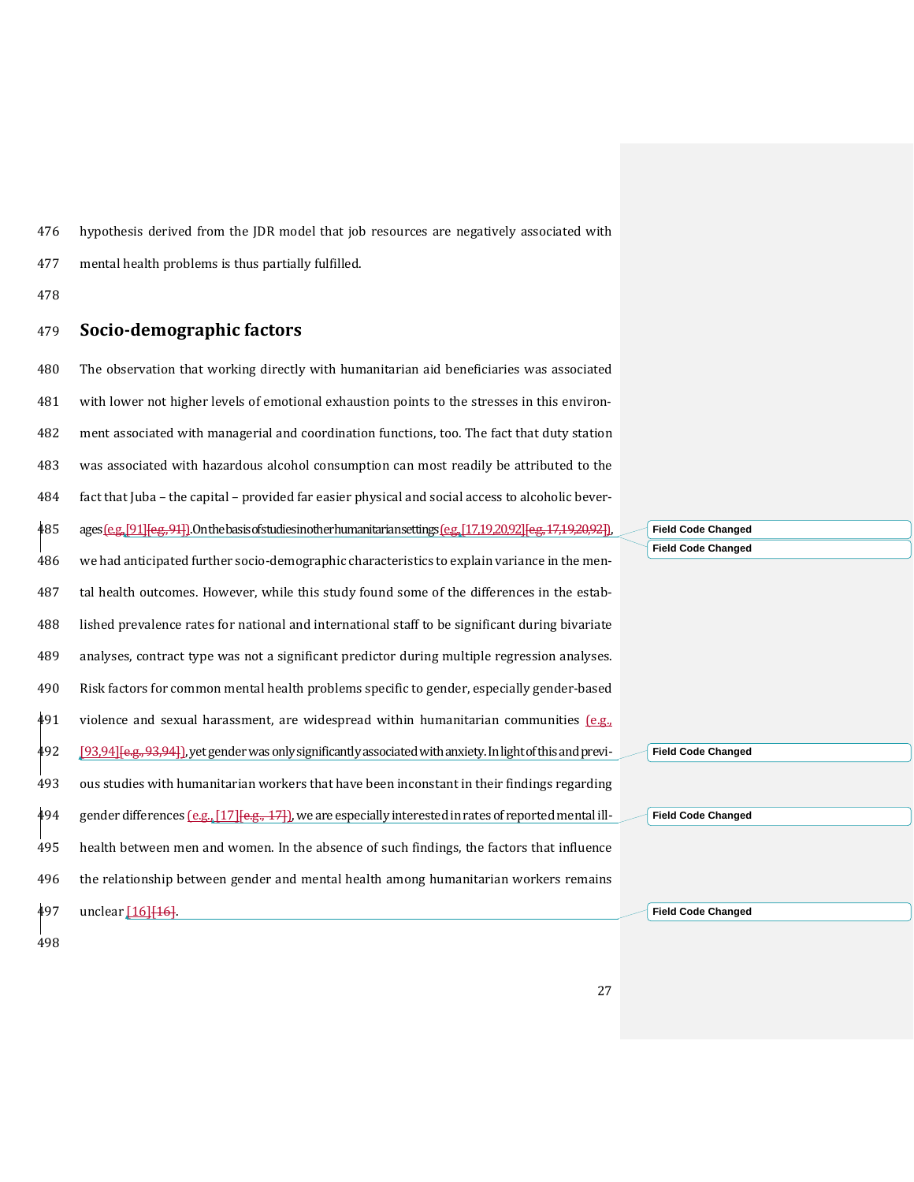hypothesis derived from the JDR model that job resources are negatively associated with mental health problems is thus partially fulfilled.

## Socio-demographic factors

The observation that working directly with humanitarian aid beneficiaries was associated with lower not higher levels of emotional exhaustion points to the stresses in this environment associated with managerial and coordination functions, too. The fact that duty station was associated with hazardous alcohol consumption can most readily be attributed to the fact that Juba – the capital – provided far easier physical and social access to alcoholic beverages (e.g. [91]). On the basis of studies in other humanitarian settings (e.g. [17,19,20,92]), we had anticipated further socio-demographic characteristics to explain variance in the mental health outcomes. However, while this study found some of the differences in the established prevalence rates for national and international staff to be significant during bivariate analyses, contract type was not a significant predictor during multiple regression analyses. Risk factors for common mental health problems specific to gender, especially gender-based violence and sexual harassment, are widespread within humanitarian communities (e.g., [93,94]), yet gender was only significantly associated with anxiety. In light of this and previous studies with humanitarian workers that have been inconstant in their findings regarding gender differences (e.g., [17]), we are especially interested in rates of reported mental ill-health between men and women. In the absence of such findings, the factors that influence the relationship between gender and mental health among humanitarian workers remains unclear [16].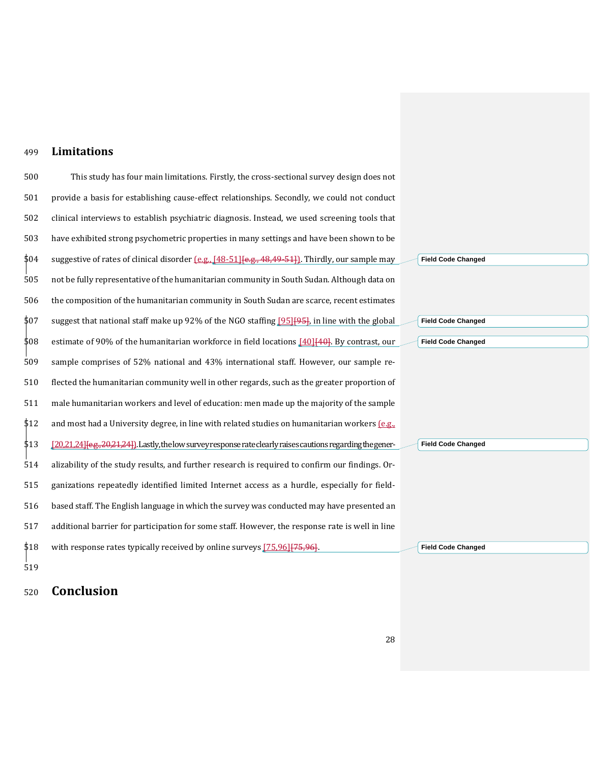## Limitations

This study has four main limitations. Firstly, the cross-sectional survey design does not provide a basis for establishing cause-effect relationships. Secondly, we could not conduct clinical interviews to establish psychiatric diagnosis. Instead, we used screening tools that have exhibited strong psychometric properties in many settings and have been shown to be suggestive of rates of clinical disorder (e.g., [48-51]). Thirdly, our sample may not be fully representative of the humanitarian community in South Sudan. Although data on the composition of the humanitarian community in South Sudan are scarce, recent estimates suggest that national staff make up 92% of the NGO staffing [95], in line with the global estimate of 90% of the humanitarian workforce in field locations [40]. By contrast, our sample comprises of 52% national and 43% international staff. However, our sample reflected the humanitarian community well in other regards, such as the greater proportion of male humanitarian workers and level of education: men made up the majority of the sample and most had a University degree, in line with related studies on humanitarian workers (e.g., [20,21,24]). Lastly, the low survey response rate clearly raises cautions regarding the generalizability of the study results, and further research is required to confirm our findings. Organizations repeatedly identified limited Internet access as a hurdle, especially for field-based staff. The English language in which the survey was conducted may have presented an additional barrier for participation for some staff. However, the response rate is well in line with response rates typically received by online surveys [75,96].

## Conclusion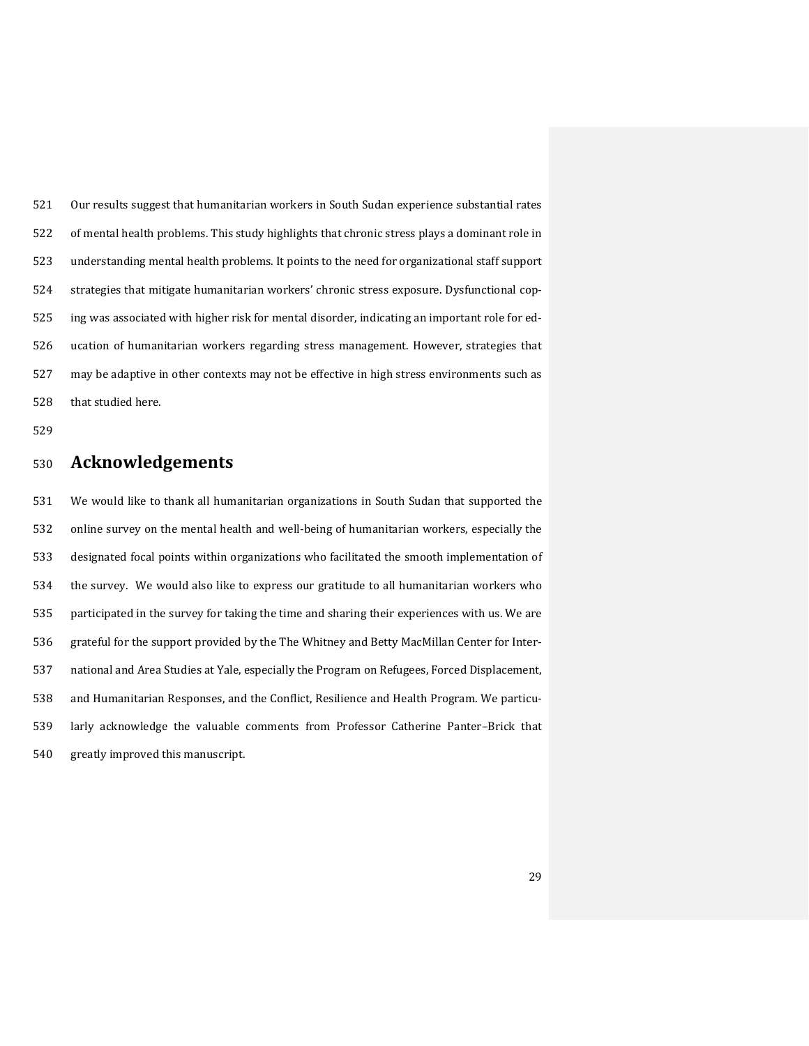Our results suggest that humanitarian workers in South Sudan experience substantial rates of mental health problems. This study highlights that chronic stress plays a dominant role in understanding mental health problems. It points to the need for organizational staff support strategies that mitigate humanitarian workers' chronic stress exposure. Dysfunctional coping was associated with higher risk for mental disorder, indicating an important role for education of humanitarian workers regarding stress management. However, strategies that may be adaptive in other contexts may not be effective in high stress environments such as that studied here.

## Acknowledgements

We would like to thank all humanitarian organizations in South Sudan that supported the online survey on the mental health and well-being of humanitarian workers, especially the designated focal points within organizations who facilitated the smooth implementation of the survey. We would also like to express our gratitude to all humanitarian workers who participated in the survey for taking the time and sharing their experiences with us. We are grateful for the support provided by the The Whitney and Betty MacMillan Center for International and Area Studies at Yale, especially the Program on Refugees, Forced Displacement, and Humanitarian Responses, and the Conflict, Resilience and Health Program. We particularly acknowledge the valuable comments from Professor Catherine Panter–Brick that greatly improved this manuscript.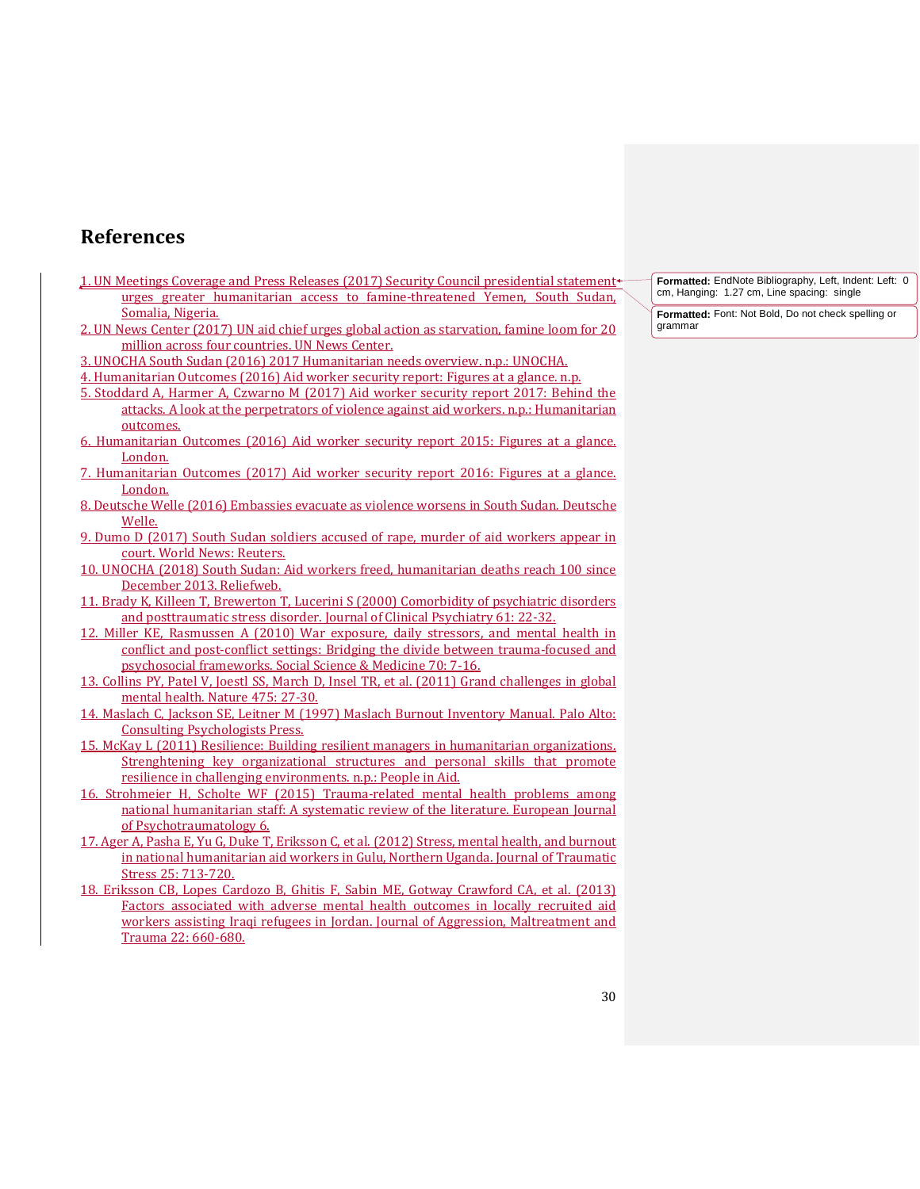# References

1. UN Meetings Coverage and Press Releases (2017) Security Council presidential statement urges greater humanitarian access to famine-threatened Yemen, South Sudan, Somalia, Nigeria.
2. UN News Center (2017) UN aid chief urges global action as starvation, famine loom for 20 million across four countries. UN News Center.
3. UNOCHA South Sudan (2016) 2017 Humanitarian needs overview. n.p.: UNOCHA.
4. Humanitarian Outcomes (2016) Aid worker security report: Figures at a glance. n.p.
5. Stoddard A, Harmer A, Czwarno M (2017) Aid worker security report 2017: Behind the attacks. A look at the perpetrators of violence against aid workers. n.p.: Humanitarian outcomes.
6. Humanitarian Outcomes (2016) Aid worker security report 2015: Figures at a glance. London.
7. Humanitarian Outcomes (2017) Aid worker security report 2016: Figures at a glance. London.
8. Deutsche Welle (2016) Embassies evacuate as violence worsens in South Sudan. Deutsche Welle.
9. Dumo D (2017) South Sudan soldiers accused of rape, murder of aid workers appear in court. World News: Reuters.
10. UNOCHA (2018) South Sudan: Aid workers freed, humanitarian deaths reach 100 since December 2013. Reliefweb.
11. Brady K, Killeen T, Brewerton T, Lucerini S (2000) Comorbidity of psychiatric disorders and posttraumatic stress disorder. Journal of Clinical Psychiatry 61: 22-32.
12. Miller KE, Rasmussen A (2010) War exposure, daily stressors, and mental health in conflict and post-conflict settings: Bridging the divide between trauma-focused and psychosocial frameworks. Social Science & Medicine 70: 7-16.
13. Collins PY, Patel V, Joestl SS, March D, Insel TR, et al. (2011) Grand challenges in global mental health. Nature 475: 27-30.
14. Maslach C, Jackson SE, Leitner M (1997) Maslach Burnout Inventory Manual. Palo Alto: Consulting Psychologists Press.
15. McKay L (2011) Resilience: Building resilient managers in humanitarian organizations. Strenghtening key organizational structures and personal skills that promote resilience in challenging environments. n.p.: People in Aid.
16. Strohmeier H, Scholte WF (2015) Trauma-related mental health problems among national humanitarian staff: A systematic review of the literature. European Journal of Psychotraumatology 6.
17. Ager A, Pasha E, Yu G, Duke T, Eriksson C, et al. (2012) Stress, mental health, and burnout in national humanitarian aid workers in Gulu, Northern Uganda. Journal of Traumatic Stress 25: 713-720.
18. Eriksson CB, Lopes Cardozo B, Ghitis F, Sabin ME, Gotway Crawford CA, et al. (2013) Factors associated with adverse mental health outcomes in locally recruited aid workers assisting Iraqi refugees in Jordan. Journal of Aggression, Maltreatment and Trauma 22: 660-680.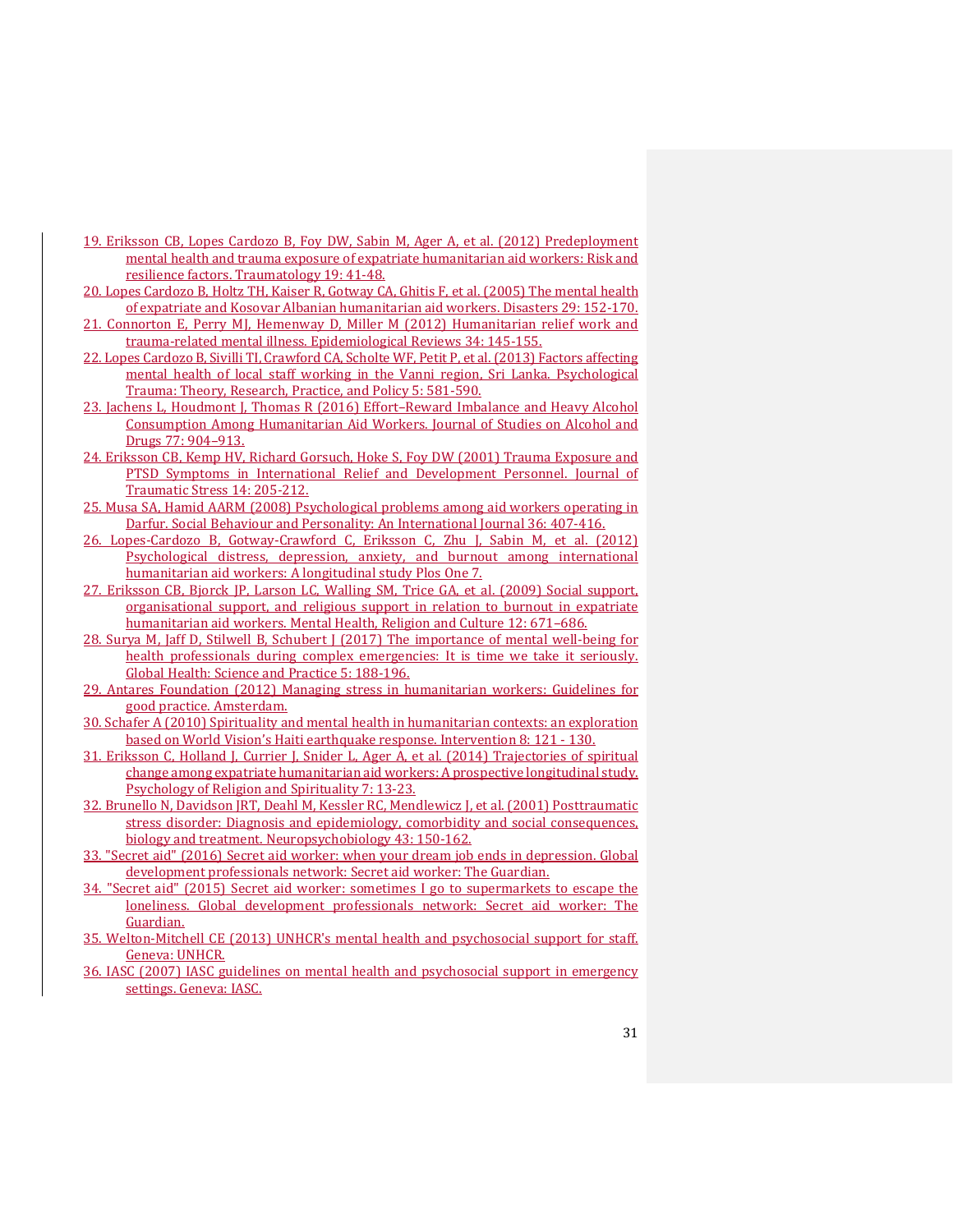19. Eriksson CB, Lopes Cardozo B, Foy DW, Sabin M, Ager A, et al. (2012) Predeployment mental health and trauma exposure of expatriate humanitarian aid workers: Risk and resilience factors. Traumatology 19: 41-48.
20. Lopes Cardozo B, Holtz TH, Kaiser R, Gotway CA, Ghitis F, et al. (2005) The mental health of expatriate and Kosovar Albanian humanitarian aid workers. Disasters 29: 152-170.
21. Connorton E, Perry MJ, Hemenway D, Miller M (2012) Humanitarian relief work and trauma-related mental illness. Epidemiological Reviews 34: 145-155.
22. Lopes Cardozo B, Sivilli TI, Crawford CA, Scholte WF, Petit P, et al. (2013) Factors affecting mental health of local staff working in the Vanni region, Sri Lanka. Psychological Trauma: Theory, Research, Practice, and Policy 5: 581-590.
23. Jachens L, Houdmont J, Thomas R (2016) Effort–Reward Imbalance and Heavy Alcohol Consumption Among Humanitarian Aid Workers. Journal of Studies on Alcohol and Drugs 77: 904–913.
24. Eriksson CB, Kemp HV, Richard Gorsuch, Hoke S, Foy DW (2001) Trauma Exposure and PTSD Symptoms in International Relief and Development Personnel. Journal of Traumatic Stress 14: 205-212.
25. Musa SA, Hamid AARM (2008) Psychological problems among aid workers operating in Darfur. Social Behaviour and Personality: An International Journal 36: 407-416.
26. Lopes-Cardozo B, Gotway-Crawford C, Eriksson C, Zhu J, Sabin M, et al. (2012) Psychological distress, depression, anxiety, and burnout among international humanitarian aid workers: A longitudinal study Plos One 7.
27. Eriksson CB, Bjorck JP, Larson LC, Walling SM, Trice GA, et al. (2009) Social support, organisational support, and religious support in relation to burnout in expatriate humanitarian aid workers. Mental Health, Religion and Culture 12: 671–686.
28. Surya M, Jaff D, Stilwell B, Schubert J (2017) The importance of mental well-being for health professionals during complex emergencies: It is time we take it seriously. Global Health: Science and Practice 5: 188-196.
29. Antares Foundation (2012) Managing stress in humanitarian workers: Guidelines for good practice. Amsterdam.
30. Schafer A (2010) Spirituality and mental health in humanitarian contexts: an exploration based on World Vision's Haiti earthquake response. Intervention 8: 121 - 130.
31. Eriksson C, Holland J, Currier J, Snider L, Ager A, et al. (2014) Trajectories of spiritual change among expatriate humanitarian aid workers: A prospective longitudinal study. Psychology of Religion and Spirituality 7: 13-23.
32. Brunello N, Davidson JRT, Deahl M, Kessler RC, Mendlewicz J, et al. (2001) Posttraumatic stress disorder: Diagnosis and epidemiology, comorbidity and social consequences, biology and treatment. Neuropsychobiology 43: 150-162.
33. "Secret aid" (2016) Secret aid worker: when your dream job ends in depression. Global development professionals network: Secret aid worker: The Guardian.
34. "Secret aid" (2015) Secret aid worker: sometimes I go to supermarkets to escape the loneliness. Global development professionals network: Secret aid worker: The Guardian.
35. Welton-Mitchell CE (2013) UNHCR's mental health and psychosocial support for staff. Geneva: UNHCR.
36. IASC (2007) IASC guidelines on mental health and psychosocial support in emergency settings. Geneva: IASC.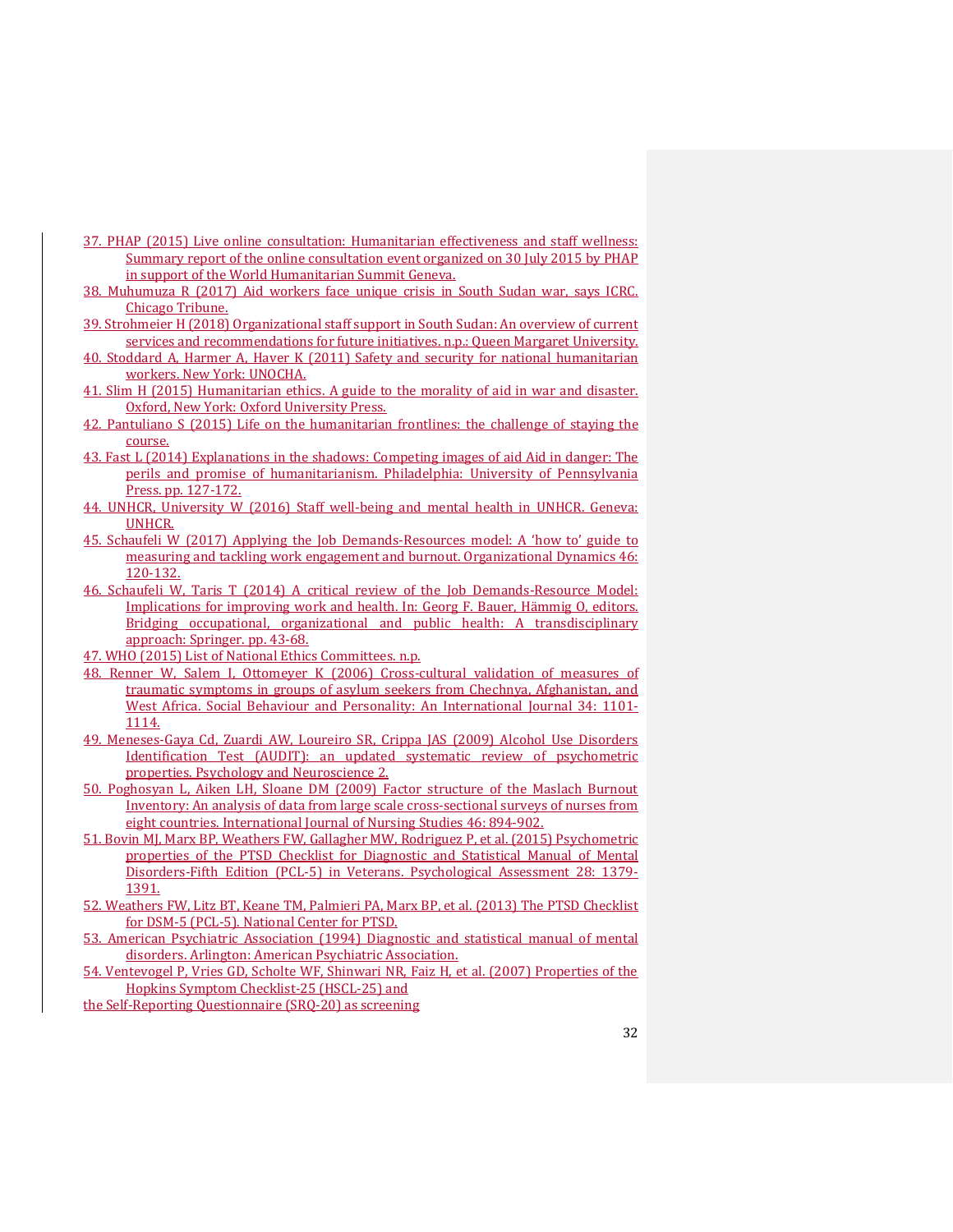37. PHAP (2015) Live online consultation: Humanitarian effectiveness and staff wellness: Summary report of the online consultation event organized on 30 July 2015 by PHAP in support of the World Humanitarian Summit Geneva.
38. Muhumuza R (2017) Aid workers face unique crisis in South Sudan war, says ICRC. Chicago Tribune.
39. Strohmeier H (2018) Organizational staff support in South Sudan: An overview of current services and recommendations for future initiatives. n.p.: Queen Margaret University.
40. Stoddard A, Harmer A, Haver K (2011) Safety and security for national humanitarian workers. New York: UNOCHA.
41. Slim H (2015) Humanitarian ethics. A guide to the morality of aid in war and disaster. Oxford, New York: Oxford University Press.
42. Pantuliano S (2015) Life on the humanitarian frontlines: the challenge of staying the course.
43. Fast L (2014) Explanations in the shadows: Competing images of aid Aid in danger: The perils and promise of humanitarianism. Philadelphia: University of Pennsylvania Press. pp. 127-172.
44. UNHCR, University W (2016) Staff well-being and mental health in UNHCR. Geneva: UNHCR.
45. Schaufeli W (2017) Applying the Job Demands-Resources model: A 'how to' guide to measuring and tackling work engagement and burnout. Organizational Dynamics 46: 120-132.
46. Schaufeli W, Taris T (2014) A critical review of the Job Demands-Resource Model: Implications for improving work and health. In: Georg F. Bauer, Hämmig O, editors. Bridging occupational, organizational and public health: A transdisciplinary approach: Springer. pp. 43-68.
47. WHO (2015) List of National Ethics Committees. n.p.
48. Renner W, Salem I, Ottomeyer K (2006) Cross-cultural validation of measures of traumatic symptoms in groups of asylum seekers from Chechnya, Afghanistan, and West Africa. Social Behaviour and Personality: An International Journal 34: 1101-1114.
49. Meneses-Gaya Cd, Zuardi AW, Loureiro SR, Crippa JAS (2009) Alcohol Use Disorders Identification Test (AUDIT): an updated systematic review of psychometric properties. Psychology and Neuroscience 2.
50. Poghosyan L, Aiken LH, Sloane DM (2009) Factor structure of the Maslach Burnout Inventory: An analysis of data from large scale cross-sectional surveys of nurses from eight countries. International Journal of Nursing Studies 46: 894-902.
51. Bovin MJ, Marx BP, Weathers FW, Gallagher MW, Rodriguez P, et al. (2015) Psychometric properties of the PTSD Checklist for Diagnostic and Statistical Manual of Mental Disorders-Fifth Edition (PCL-5) in Veterans. Psychological Assessment 28: 1379-1391.
52. Weathers FW, Litz BT, Keane TM, Palmieri PA, Marx BP, et al. (2013) The PTSD Checklist for DSM-5 (PCL-5). National Center for PTSD.
53. American Psychiatric Association (1994) Diagnostic and statistical manual of mental disorders. Arlington: American Psychiatric Association.
54. Ventevogel P, Vries GD, Scholte WF, Shinwari NR, Faiz H, et al. (2007) Properties of the Hopkins Symptom Checklist-25 (HSCL-25) and the Self-Reporting Questionnaire (SRQ-20) as screening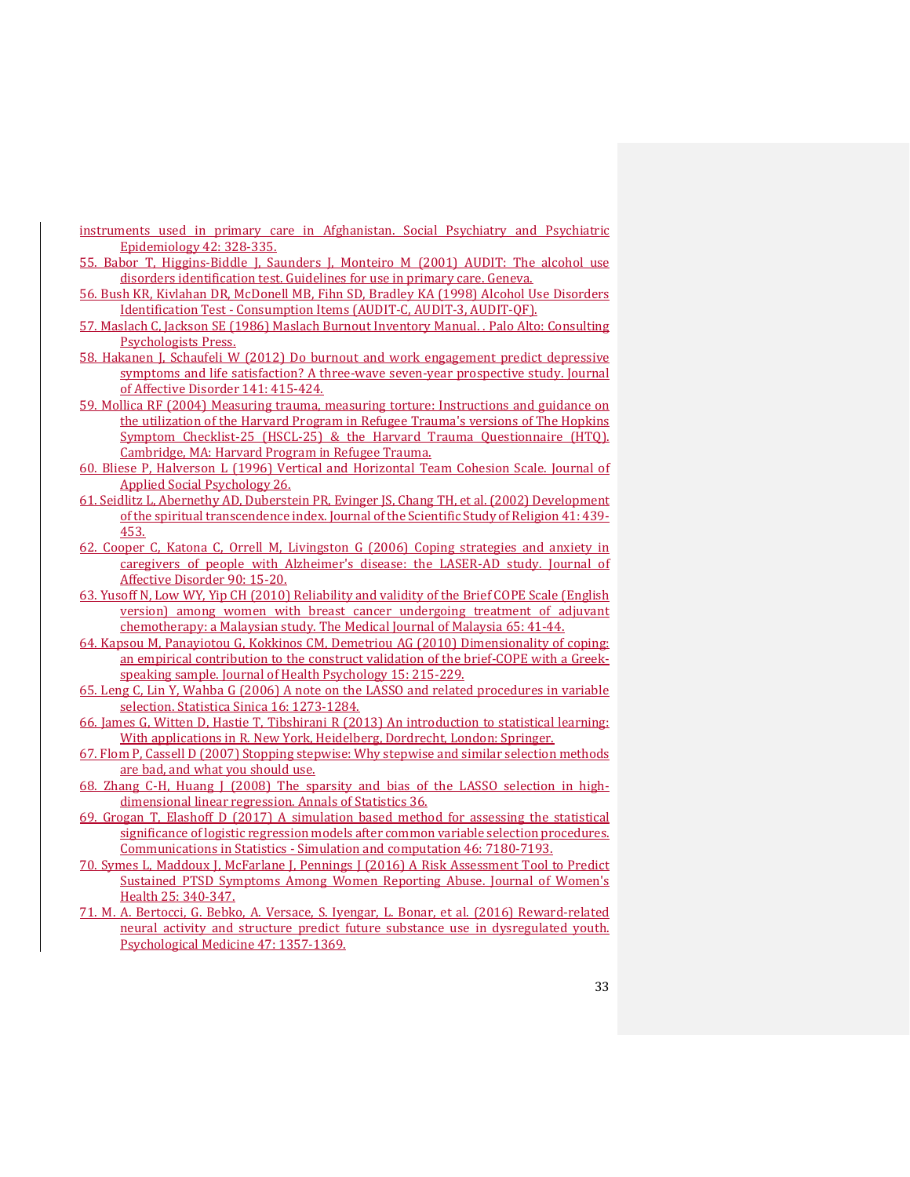instruments used in primary care in Afghanistan. Social Psychiatry and Psychiatric Epidemiology 42: 328-335.

55. Babor T, Higgins-Biddle J, Saunders J, Monteiro M (2001) AUDIT: The alcohol use disorders identification test. Guidelines for use in primary care. Geneva.
56. Bush KR, Kivlahan DR, McDonell MB, Fihn SD, Bradley KA (1998) Alcohol Use Disorders Identification Test - Consumption Items (AUDIT-C, AUDIT-3, AUDIT-QF).
57. Maslach C, Jackson SE (1986) Maslach Burnout Inventory Manual. . Palo Alto: Consulting Psychologists Press.
58. Hakanen J, Schaufeli W (2012) Do burnout and work engagement predict depressive symptoms and life satisfaction? A three-wave seven-year prospective study. Journal of Affective Disorder 141: 415-424.
59. Mollica RF (2004) Measuring trauma, measuring torture: Instructions and guidance on the utilization of the Harvard Program in Refugee Trauma's versions of The Hopkins Symptom Checklist-25 (HSCL-25) & the Harvard Trauma Questionnaire (HTQ). Cambridge, MA: Harvard Program in Refugee Trauma.
60. Bliese P, Halverson L (1996) Vertical and Horizontal Team Cohesion Scale. Journal of Applied Social Psychology 26.
61. Seidlitz L, Abernethy AD, Duberstein PR, Evinger JS, Chang TH, et al. (2002) Development of the spiritual transcendence index. Journal of the Scientific Study of Religion 41: 439-453.
62. Cooper C, Katona C, Orrell M, Livingston G (2006) Coping strategies and anxiety in caregivers of people with Alzheimer's disease: the LASER-AD study. Journal of Affective Disorder 90: 15-20.
63. Yusoff N, Low WY, Yip CH (2010) Reliability and validity of the Brief COPE Scale (English version) among women with breast cancer undergoing treatment of adjuvant chemotherapy: a Malaysian study. The Medical Journal of Malaysia 65: 41-44.
64. Kapsou M, Panayiotou G, Kokkinos CM, Demetriou AG (2010) Dimensionality of coping: an empirical contribution to the construct validation of the brief-COPE with a Greek-speaking sample. Journal of Health Psychology 15: 215-229.
65. Leng C, Lin Y, Wahba G (2006) A note on the LASSO and related procedures in variable selection. Statistica Sinica 16: 1273-1284.
66. James G, Witten D, Hastie T, Tibshirani R (2013) An introduction to statistical learning: With applications in R. New York, Heidelberg, Dordrecht, London: Springer.
67. Flom P, Cassell D (2007) Stopping stepwise: Why stepwise and similar selection methods are bad, and what you should use.
68. Zhang C-H, Huang J (2008) The sparsity and bias of the LASSO selection in high-dimensional linear regression. Annals of Statistics 36.
69. Grogan T, Elashoff D (2017) A simulation based method for assessing the statistical significance of logistic regression models after common variable selection procedures. Communications in Statistics - Simulation and computation 46: 7180-7193.
70. Symes L, Maddoux J, McFarlane J, Pennings J (2016) A Risk Assessment Tool to Predict Sustained PTSD Symptoms Among Women Reporting Abuse. Journal of Women's Health 25: 340-347.
71. M. A. Bertocci, G. Bebko, A. Versace, S. Iyengar, L. Bonar, et al. (2016) Reward-related neural activity and structure predict future substance use in dysregulated youth. Psychological Medicine 47: 1357-1369.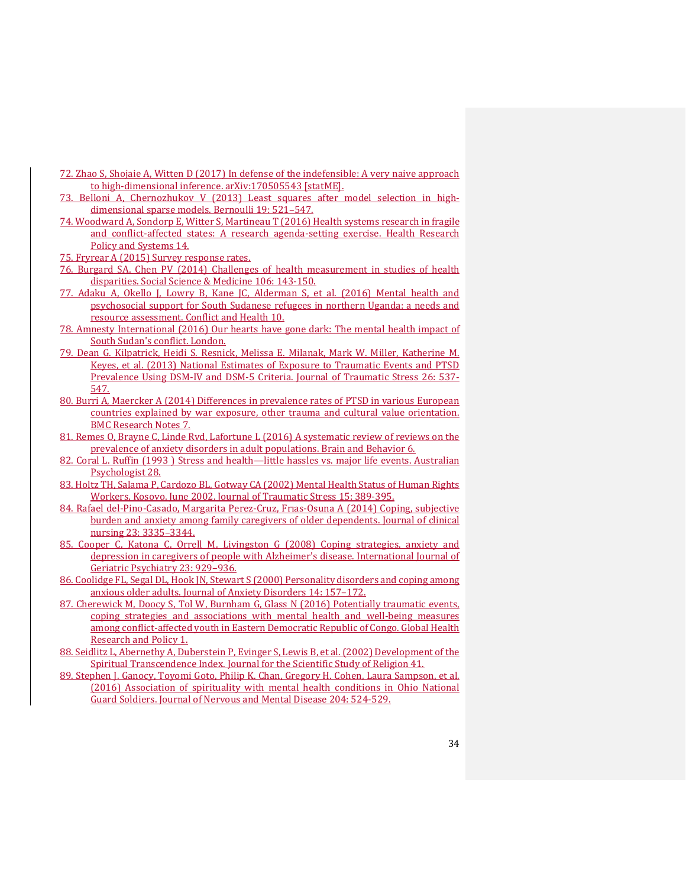72. Zhao S, Shojaie A, Witten D (2017) In defense of the indefensible: A very naive approach to high-dimensional inference. arXiv:170505543 [statME].

73. Belloni A, Chernozhukov V (2013) Least squares after model selection in high-dimensional sparse models. Bernoulli 19: 521–547.

74. Woodward A, Sondorp E, Witter S, Martineau T (2016) Health systems research in fragile and conflict-affected states: A research agenda-setting exercise. Health Research Policy and Systems 14.

75. Fryrear A (2015) Survey response rates.

76. Burgard SA, Chen PV (2014) Challenges of health measurement in studies of health disparities. Social Science & Medicine 106: 143-150.

77. Adaku A, Okello J, Lowry B, Kane JC, Alderman S, et al. (2016) Mental health and psychosocial support for South Sudanese refugees in northern Uganda: a needs and resource assessment. Conflict and Health 10.

78. Amnesty International (2016) Our hearts have gone dark: The mental health impact of South Sudan's conflict. London.

79. Dean G. Kilpatrick, Heidi S. Resnick, Melissa E. Milanak, Mark W. Miller, Katherine M. Keyes, et al. (2013) National Estimates of Exposure to Traumatic Events and PTSD Prevalence Using DSM-IV and DSM-5 Criteria. Journal of Traumatic Stress 26: 537-547.

80. Burri A, Maercker A (2014) Differences in prevalence rates of PTSD in various European countries explained by war exposure, other trauma and cultural value orientation. BMC Research Notes 7.

81. Remes O, Brayne C, Linde Rvd, Lafortune L (2016) A systematic review of reviews on the prevalence of anxiety disorders in adult populations. Brain and Behavior 6.

82. Coral L. Ruffin (1993 ) Stress and health—little hassles vs. major life events. Australian Psychologist 28.

83. Holtz TH, Salama P, Cardozo BL, Gotway CA (2002) Mental Health Status of Human Rights Workers, Kosovo, June 2002. Journal of Traumatic Stress 15: 389-395.

84. Rafael del-Pino-Casado, Margarita Perez-Cruz, Frıas-Osuna A (2014) Coping, subjective burden and anxiety among family caregivers of older dependents. Journal of clinical nursing 23: 3335–3344.

85. Cooper C, Katona C, Orrell M, Livingston G (2008) Coping strategies, anxiety and depression in caregivers of people with Alzheimer's disease. International Journal of Geriatric Psychiatry 23: 929–936.

86. Coolidge FL, Segal DL, Hook JN, Stewart S (2000) Personality disorders and coping among anxious older adults. Journal of Anxiety Disorders 14: 157–172.

87. Cherewick M, Doocy S, Tol W, Burnham G, Glass N (2016) Potentially traumatic events, coping strategies and associations with mental health and well-being measures among conflict-affected youth in Eastern Democratic Republic of Congo. Global Health Research and Policy 1.

88. Seidlitz L, Abernethy A, Duberstein P, Evinger S, Lewis B, et al. (2002) Development of the Spiritual Transcendence Index. Journal for the Scientific Study of Religion 41.

89. Stephen J. Ganocy, Toyomi Goto, Philip K. Chan, Gregory H. Cohen, Laura Sampson, et al. (2016) Association of spirituality with mental health conditions in Ohio National Guard Soldiers. Journal of Nervous and Mental Disease 204: 524-529.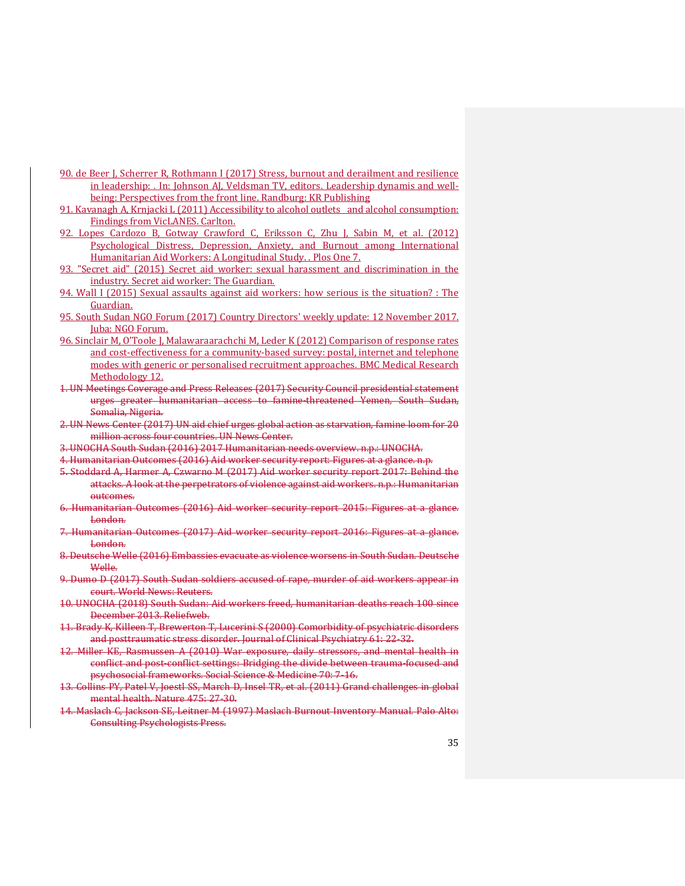90. de Beer J, Scherrer R, Rothmann I (2017) Stress, burnout and derailment and resilience in leadership: . In: Johnson AJ, Veldsman TV, editors. Leadership dynamis and well-being: Perspectives from the front line. Randburg: KR Publishing

91. Kavanagh A, Krnjacki L (2011) Accessibility to alcohol outlets and alcohol consumption: Findings from VicLANES. Carlton.

92. Lopes Cardozo B, Gotway Crawford C, Eriksson C, Zhu J, Sabin M, et al. (2012) Psychological Distress, Depression, Anxiety, and Burnout among International Humanitarian Aid Workers: A Longitudinal Study. . Plos One 7.

93. "Secret aid" (2015) Secret aid worker: sexual harassment and discrimination in the industry. Secret aid worker: The Guardian.

94. Wall I (2015) Sexual assaults against aid workers: how serious is the situation? : The Guardian.

95. South Sudan NGO Forum (2017) Country Directors' weekly update: 12 November 2017. Juba: NGO Forum.

96. Sinclair M, O'Toole J, Malawaraarachchi M, Leder K (2012) Comparison of response rates and cost-effectiveness for a community-based survey: postal, internet and telephone modes with generic or personalised recruitment approaches. BMC Medical Research Methodology 12.

~~1. UN Meetings Coverage and Press Releases (2017) Security Council presidential statement urges greater humanitarian access to famine-threatened Yemen, South Sudan, Somalia, Nigeria.~~

~~2. UN News Center (2017) UN aid chief urges global action as starvation, famine loom for 20 million across four countries. UN News Center.~~

~~3. UNOCHA South Sudan (2016) 2017 Humanitarian needs overview. n.p.: UNOCHA.~~

~~4. Humanitarian Outcomes (2016) Aid worker security report: Figures at a glance. n.p.~~

~~5. Stoddard A, Harmer A, Czwarno M (2017) Aid worker security report 2017: Behind the attacks. A look at the perpetrators of violence against aid workers. n.p.: Humanitarian outcomes.~~

~~6. Humanitarian Outcomes (2016) Aid worker security report 2015: Figures at a glance. London.~~

~~7. Humanitarian Outcomes (2017) Aid worker security report 2016: Figures at a glance. London.~~

~~8. Deutsche Welle (2016) Embassies evacuate as violence worsens in South Sudan. Deutsche Welle.~~

~~9. Dumo D (2017) South Sudan soldiers accused of rape, murder of aid workers appear in court. World News: Reuters.~~

~~10. UNOCHA (2018) South Sudan: Aid workers freed, humanitarian deaths reach 100 since December 2013. Reliefweb.~~

~~11. Brady K, Killeen T, Brewerton T, Lucerini S (2000) Comorbidity of psychiatric disorders and posttraumatic stress disorder. Journal of Clinical Psychiatry 61: 22-32.~~

~~12. Miller KE, Rasmussen A (2010) War exposure, daily stressors, and mental health in conflict and post-conflict settings: Bridging the divide between trauma-focused and psychosocial frameworks. Social Science & Medicine 70: 7-16.~~

~~13. Collins PY, Patel V, Joestl SS, March D, Insel TR, et al. (2011) Grand challenges in global mental health. Nature 475: 27-30.~~

~~14. Maslach C, Jackson SE, Leitner M (1997) Maslach Burnout Inventory Manual. Palo Alto: Consulting Psychologists Press.~~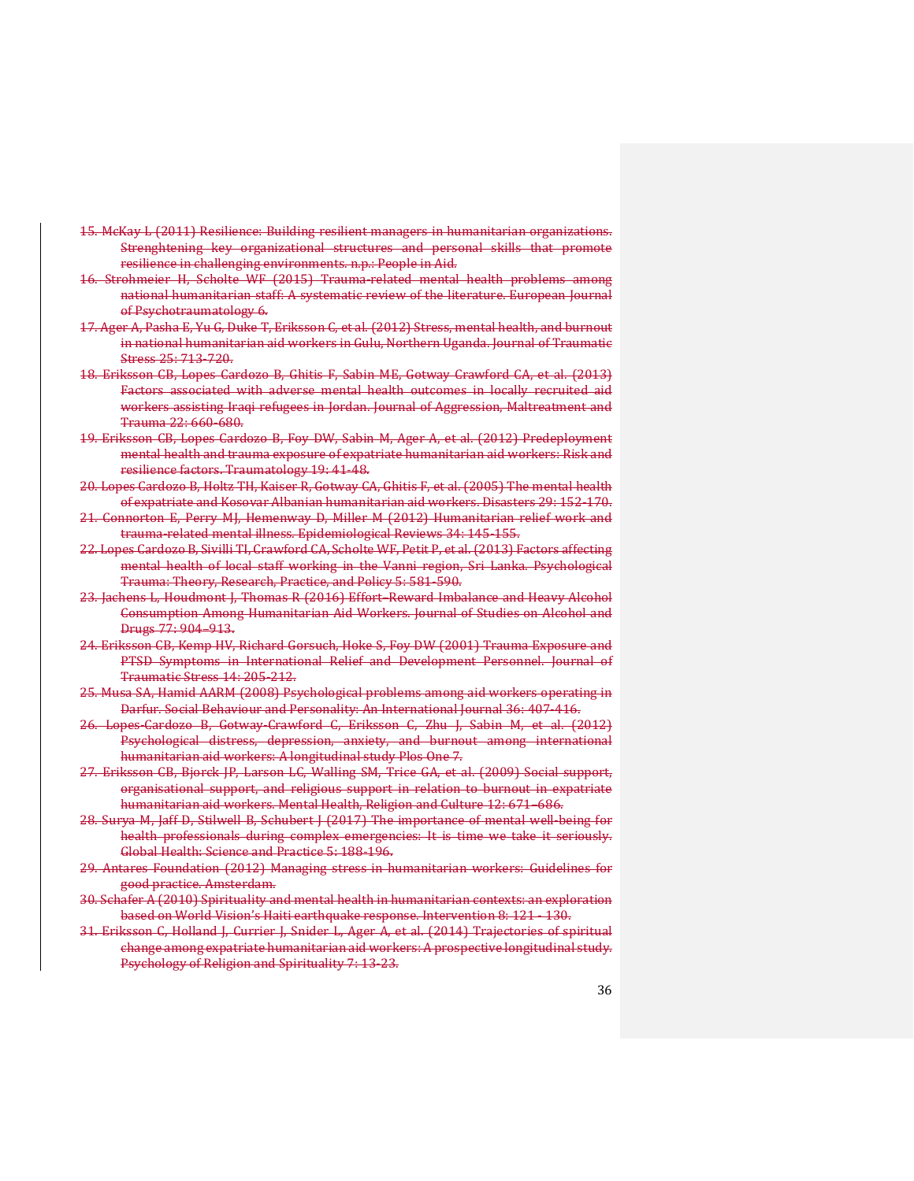15. McKay L (2011) Resilience: Building resilient managers in humanitarian organizations. Strenghtening key organizational structures and personal skills that promote resilience in challenging environments. n.p.: People in Aid.
16. Strohmeier H, Scholte WF (2015) Trauma-related mental health problems among national humanitarian staff: A systematic review of the literature. European Journal of Psychotraumatology 6.
17. Ager A, Pasha E, Yu G, Duke T, Eriksson C, et al. (2012) Stress, mental health, and burnout in national humanitarian aid workers in Gulu, Northern Uganda. Journal of Traumatic Stress 25: 713-720.
18. Eriksson CB, Lopes Cardozo B, Ghitis F, Sabin ME, Gotway Crawford CA, et al. (2013) Factors associated with adverse mental health outcomes in locally recruited aid workers assisting Iraqi refugees in Jordan. Journal of Aggression, Maltreatment and Trauma 22: 660-680.
19. Eriksson CB, Lopes Cardozo B, Foy DW, Sabin M, Ager A, et al. (2012) Predeployment mental health and trauma exposure of expatriate humanitarian aid workers: Risk and resilience factors. Traumatology 19: 41-48.
20. Lopes Cardozo B, Holtz TH, Kaiser R, Gotway CA, Ghitis F, et al. (2005) The mental health of expatriate and Kosovar Albanian humanitarian aid workers. Disasters 29: 152-170.
21. Connorton E, Perry MJ, Hemenway D, Miller M (2012) Humanitarian relief work and trauma-related mental illness. Epidemiological Reviews 34: 145-155.
22. Lopes Cardozo B, Sivilli TI, Crawford CA, Scholte WF, Petit P, et al. (2013) Factors affecting mental health of local staff working in the Vanni region, Sri Lanka. Psychological Trauma: Theory, Research, Practice, and Policy 5: 581-590.
23. Jachens L, Houdmont J, Thomas R (2016) Effort–Reward Imbalance and Heavy Alcohol Consumption Among Humanitarian Aid Workers. Journal of Studies on Alcohol and Drugs 77: 904–913.
24. Eriksson CB, Kemp HV, Richard Gorsuch, Hoke S, Foy DW (2001) Trauma Exposure and PTSD Symptoms in International Relief and Development Personnel. Journal of Traumatic Stress 14: 205-212.
25. Musa SA, Hamid AARM (2008) Psychological problems among aid workers operating in Darfur. Social Behaviour and Personality: An International Journal 36: 407-416.
26. Lopes-Cardozo B, Gotway-Crawford C, Eriksson C, Zhu J, Sabin M, et al. (2012) Psychological distress, depression, anxiety, and burnout among international humanitarian aid workers: A longitudinal study Plos One 7.
27. Eriksson CB, Bjorck JP, Larson LC, Walling SM, Trice GA, et al. (2009) Social support, organisational support, and religious support in relation to burnout in expatriate humanitarian aid workers. Mental Health, Religion and Culture 12: 671–686.
28. Surya M, Jaff D, Stilwell B, Schubert J (2017) The importance of mental well-being for health professionals during complex emergencies: It is time we take it seriously. Global Health: Science and Practice 5: 188-196.
29. Antares Foundation (2012) Managing stress in humanitarian workers: Guidelines for good practice. Amsterdam.
30. Schafer A (2010) Spirituality and mental health in humanitarian contexts: an exploration based on World Vision's Haiti earthquake response. Intervention 8: 121 - 130.
31. Eriksson C, Holland J, Currier J, Snider L, Ager A, et al. (2014) Trajectories of spiritual change among expatriate humanitarian aid workers: A prospective longitudinal study. Psychology of Religion and Spirituality 7: 13-23.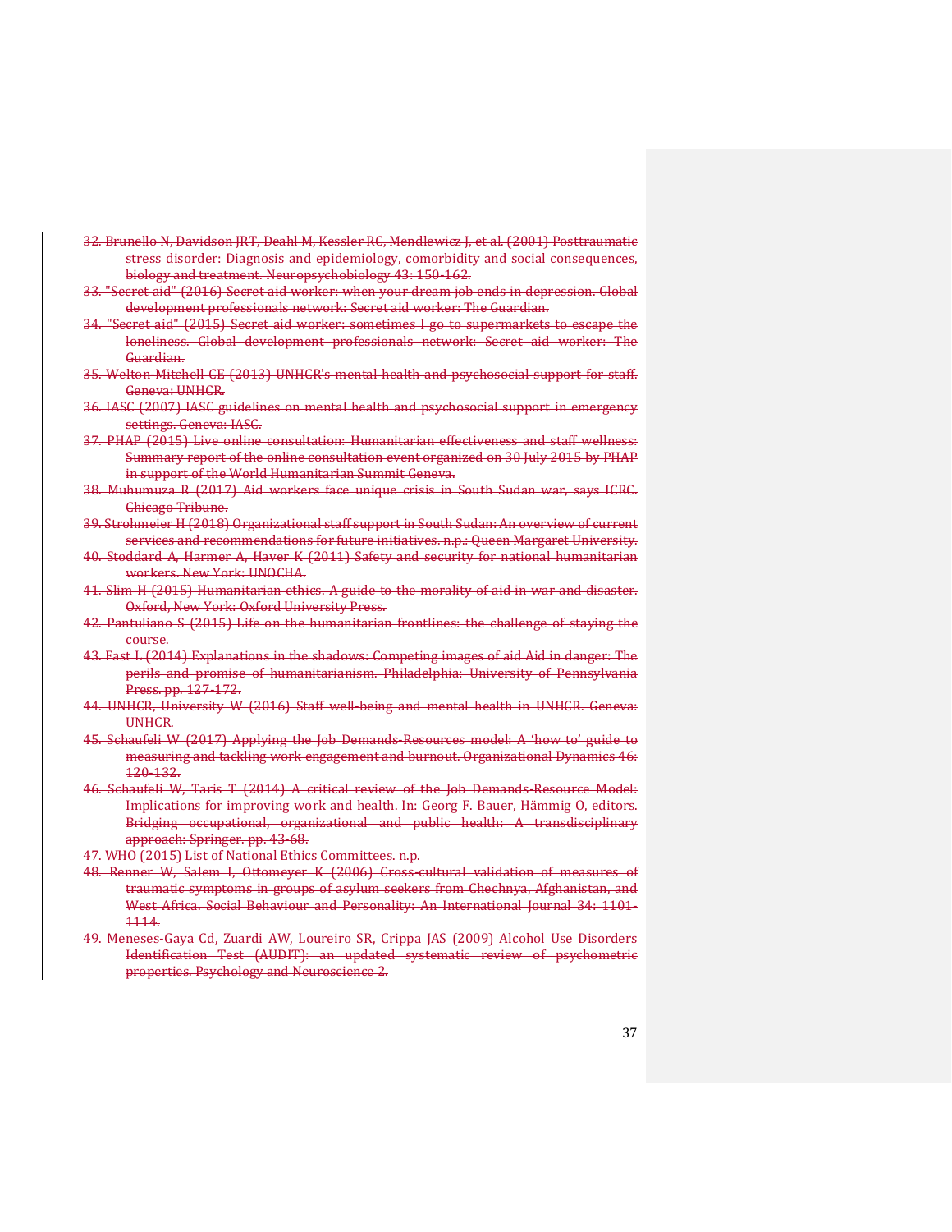32. Brunello N, Davidson JRT, Deahl M, Kessler RC, Mendlewicz J, et al. (2001) Posttraumatic stress disorder: Diagnosis and epidemiology, comorbidity and social consequences, biology and treatment. Neuropsychobiology 43: 150-162.
33. "Secret aid" (2016) Secret aid worker: when your dream job ends in depression. Global development professionals network: Secret aid worker: The Guardian.
34. "Secret aid" (2015) Secret aid worker: sometimes I go to supermarkets to escape the loneliness. Global development professionals network: Secret aid worker: The Guardian.
35. Welton-Mitchell CE (2013) UNHCR's mental health and psychosocial support for staff. Geneva: UNHCR.
36. IASC (2007) IASC guidelines on mental health and psychosocial support in emergency settings. Geneva: IASC.
37. PHAP (2015) Live online consultation: Humanitarian effectiveness and staff wellness: Summary report of the online consultation event organized on 30 July 2015 by PHAP in support of the World Humanitarian Summit Geneva.
38. Muhumuza R (2017) Aid workers face unique crisis in South Sudan war, says ICRC. Chicago Tribune.
39. Strohmeier H (2018) Organizational staff support in South Sudan: An overview of current services and recommendations for future initiatives. n.p.: Queen Margaret University.
40. Stoddard A, Harmer A, Haver K (2011) Safety and security for national humanitarian workers. New York: UNOCHA.
41. Slim H (2015) Humanitarian ethics. A guide to the morality of aid in war and disaster. Oxford, New York: Oxford University Press.
42. Pantuliano S (2015) Life on the humanitarian frontlines: the challenge of staying the course.
43. Fast L (2014) Explanations in the shadows: Competing images of aid Aid in danger: The perils and promise of humanitarianism. Philadelphia: University of Pennsylvania Press. pp. 127-172.
44. UNHCR, University W (2016) Staff well-being and mental health in UNHCR. Geneva: UNHCR.
45. Schaufeli W (2017) Applying the Job Demands-Resources model: A 'how to' guide to measuring and tackling work engagement and burnout. Organizational Dynamics 46: 120-132.
46. Schaufeli W, Taris T (2014) A critical review of the Job Demands-Resource Model: Implications for improving work and health. In: Georg F. Bauer, Hämmig O, editors. Bridging occupational, organizational and public health: A transdisciplinary approach: Springer. pp. 43-68.
47. WHO (2015) List of National Ethics Committees. n.p.
48. Renner W, Salem I, Ottomeyer K (2006) Cross-cultural validation of measures of traumatic symptoms in groups of asylum seekers from Chechnya, Afghanistan, and West Africa. Social Behaviour and Personality: An International Journal 34: 1101-1114.
49. Meneses-Gaya Cd, Zuardi AW, Loureiro SR, Crippa JAS (2009) Alcohol Use Disorders Identification Test (AUDIT): an updated systematic review of psychometric properties. Psychology and Neuroscience 2.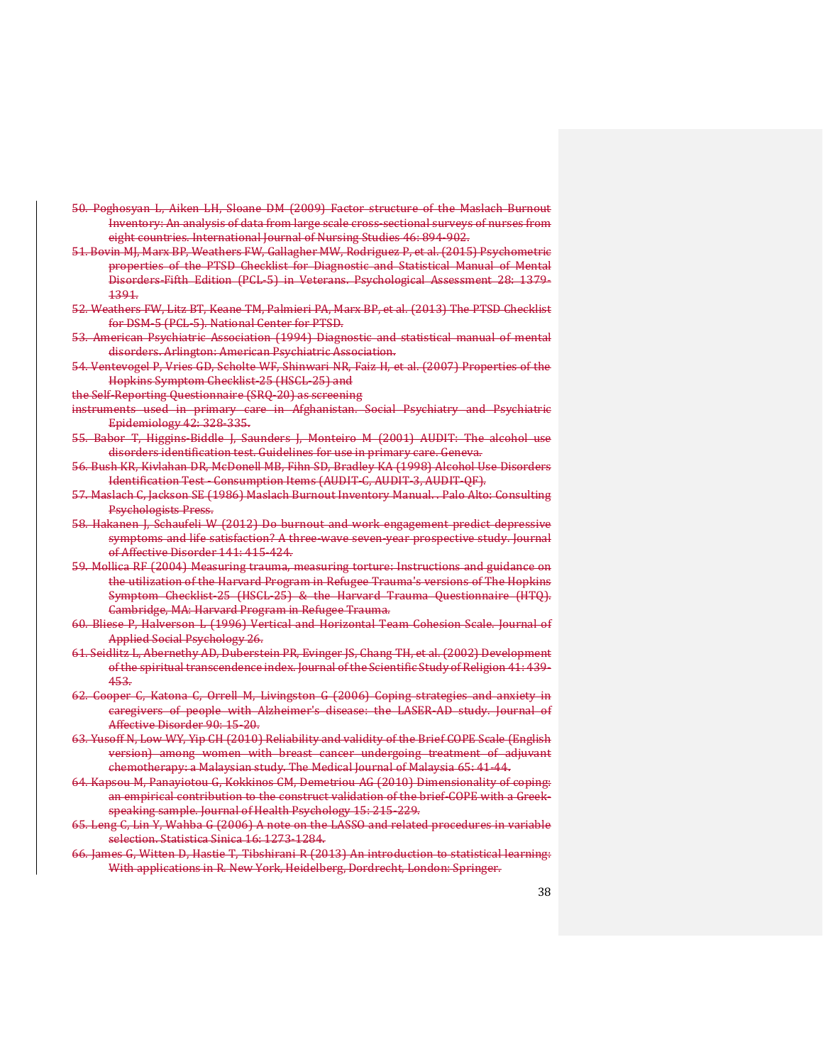50. Poghosyan L, Aiken LH, Sloane DM (2009) Factor structure of the Maslach Burnout Inventory: An analysis of data from large scale cross-sectional surveys of nurses from eight countries. International Journal of Nursing Studies 46: 894-902.
51. Bovin MJ, Marx BP, Weathers FW, Gallagher MW, Rodriguez P, et al. (2015) Psychometric properties of the PTSD Checklist for Diagnostic and Statistical Manual of Mental Disorders-Fifth Edition (PCL-5) in Veterans. Psychological Assessment 28: 1379-1391.
52. Weathers FW, Litz BT, Keane TM, Palmieri PA, Marx BP, et al. (2013) The PTSD Checklist for DSM-5 (PCL-5). National Center for PTSD.
53. American Psychiatric Association (1994) Diagnostic and statistical manual of mental disorders. Arlington: American Psychiatric Association.
54. Ventevogel P, Vries GD, Scholte WF, Shinwari NR, Faiz H, et al. (2007) Properties of the Hopkins Symptom Checklist-25 (HSCL-25) and the Self-Reporting Questionnaire (SRQ-20) as screening instruments used in primary care in Afghanistan. Social Psychiatry and Psychiatric Epidemiology 42: 328-335.
55. Babor T, Higgins-Biddle J, Saunders J, Monteiro M (2001) AUDIT: The alcohol use disorders identification test. Guidelines for use in primary care. Geneva.
56. Bush KR, Kivlahan DR, McDonell MB, Fihn SD, Bradley KA (1998) Alcohol Use Disorders Identification Test - Consumption Items (AUDIT-C, AUDIT-3, AUDIT-QF).
57. Maslach C, Jackson SE (1986) Maslach Burnout Inventory Manual. . Palo Alto: Consulting Psychologists Press.
58. Hakanen J, Schaufeli W (2012) Do burnout and work engagement predict depressive symptoms and life satisfaction? A three-wave seven-year prospective study. Journal of Affective Disorder 141: 415-424.
59. Mollica RF (2004) Measuring trauma, measuring torture: Instructions and guidance on the utilization of the Harvard Program in Refugee Trauma's versions of The Hopkins Symptom Checklist-25 (HSCL-25) & the Harvard Trauma Questionnaire (HTQ). Cambridge, MA: Harvard Program in Refugee Trauma.
60. Bliese P, Halverson L (1996) Vertical and Horizontal Team Cohesion Scale. Journal of Applied Social Psychology 26.
61. Seidlitz L, Abernethy AD, Duberstein PR, Evinger JS, Chang TH, et al. (2002) Development of the spiritual transcendence index. Journal of the Scientific Study of Religion 41: 439-453.
62. Cooper C, Katona C, Orrell M, Livingston G (2006) Coping strategies and anxiety in caregivers of people with Alzheimer's disease: the LASER-AD study. Journal of Affective Disorder 90: 15-20.
63. Yusoff N, Low WY, Yip CH (2010) Reliability and validity of the Brief COPE Scale (English version) among women with breast cancer undergoing treatment of adjuvant chemotherapy: a Malaysian study. The Medical Journal of Malaysia 65: 41-44.
64. Kapsou M, Panayiotou G, Kokkinos CM, Demetriou AG (2010) Dimensionality of coping: an empirical contribution to the construct validation of the brief-COPE with a Greek-speaking sample. Journal of Health Psychology 15: 215-229.
65. Leng C, Lin Y, Wahba G (2006) A note on the LASSO and related procedures in variable selection. Statistica Sinica 16: 1273-1284.
66. James G, Witten D, Hastie T, Tibshirani R (2013) An introduction to statistical learning: With applications in R. New York, Heidelberg, Dordrecht, London: Springer.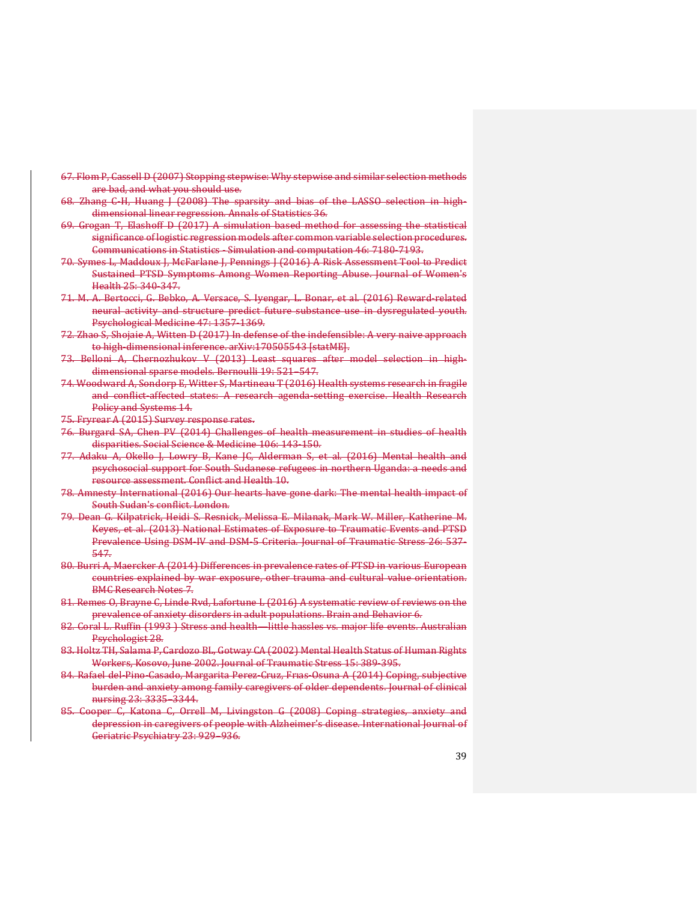67. Flom P, Cassell D (2007) Stopping stepwise: Why stepwise and similar selection methods are bad, and what you should use.
68. Zhang C-H, Huang J (2008) The sparsity and bias of the LASSO selection in high-dimensional linear regression. Annals of Statistics 36.
69. Grogan T, Elashoff D (2017) A simulation based method for assessing the statistical significance of logistic regression models after common variable selection procedures. Communications in Statistics - Simulation and computation 46: 7180-7193.
70. Symes L, Maddoux J, McFarlane J, Pennings J (2016) A Risk Assessment Tool to Predict Sustained PTSD Symptoms Among Women Reporting Abuse. Journal of Women's Health 25: 340-347.
71. M. A. Bertocci, G. Bebko, A. Versace, S. Iyengar, L. Bonar, et al. (2016) Reward-related neural activity and structure predict future substance use in dysregulated youth. Psychological Medicine 47: 1357-1369.
72. Zhao S, Shojaie A, Witten D (2017) In defense of the indefensible: A very naive approach to high-dimensional inference. arXiv:170505543 [statME].
73. Belloni A, Chernozhukov V (2013) Least squares after model selection in high-dimensional sparse models. Bernoulli 19: 521–547.
74. Woodward A, Sondorp E, Witter S, Martineau T (2016) Health systems research in fragile and conflict-affected states: A research agenda-setting exercise. Health Research Policy and Systems 14.
75. Fryrear A (2015) Survey response rates.
76. Burgard SA, Chen PV (2014) Challenges of health measurement in studies of health disparities. Social Science & Medicine 106: 143-150.
77. Adaku A, Okello J, Lowry B, Kane JC, Alderman S, et al. (2016) Mental health and psychosocial support for South Sudanese refugees in northern Uganda: a needs and resource assessment. Conflict and Health 10.
78. Amnesty International (2016) Our hearts have gone dark: The mental health impact of South Sudan's conflict. London.
79. Dean G. Kilpatrick, Heidi S. Resnick, Melissa E. Milanak, Mark W. Miller, Katherine M. Keyes, et al. (2013) National Estimates of Exposure to Traumatic Events and PTSD Prevalence Using DSM-IV and DSM-5 Criteria. Journal of Traumatic Stress 26: 537-547.
80. Burri A, Maercker A (2014) Differences in prevalence rates of PTSD in various European countries explained by war exposure, other trauma and cultural value orientation. BMC Research Notes 7.
81. Remes O, Brayne C, Linde Rvd, Lafortune L (2016) A systematic review of reviews on the prevalence of anxiety disorders in adult populations. Brain and Behavior 6.
82. Coral L. Ruffin (1993 ) Stress and health—little hassles vs. major life events. Australian Psychologist 28.
83. Holtz TH, Salama P, Cardozo BL, Gotway CA (2002) Mental Health Status of Human Rights Workers, Kosovo, June 2002. Journal of Traumatic Stress 15: 389-395.
84. Rafael del-Pino-Casado, Margarita Perez-Cruz, Frıas-Osuna A (2014) Coping, subjective burden and anxiety among family caregivers of older dependents. Journal of clinical nursing 23: 3335–3344.
85. Cooper C, Katona C, Orrell M, Livingston G (2008) Coping strategies, anxiety and depression in caregivers of people with Alzheimer's disease. International Journal of Geriatric Psychiatry 23: 929–936.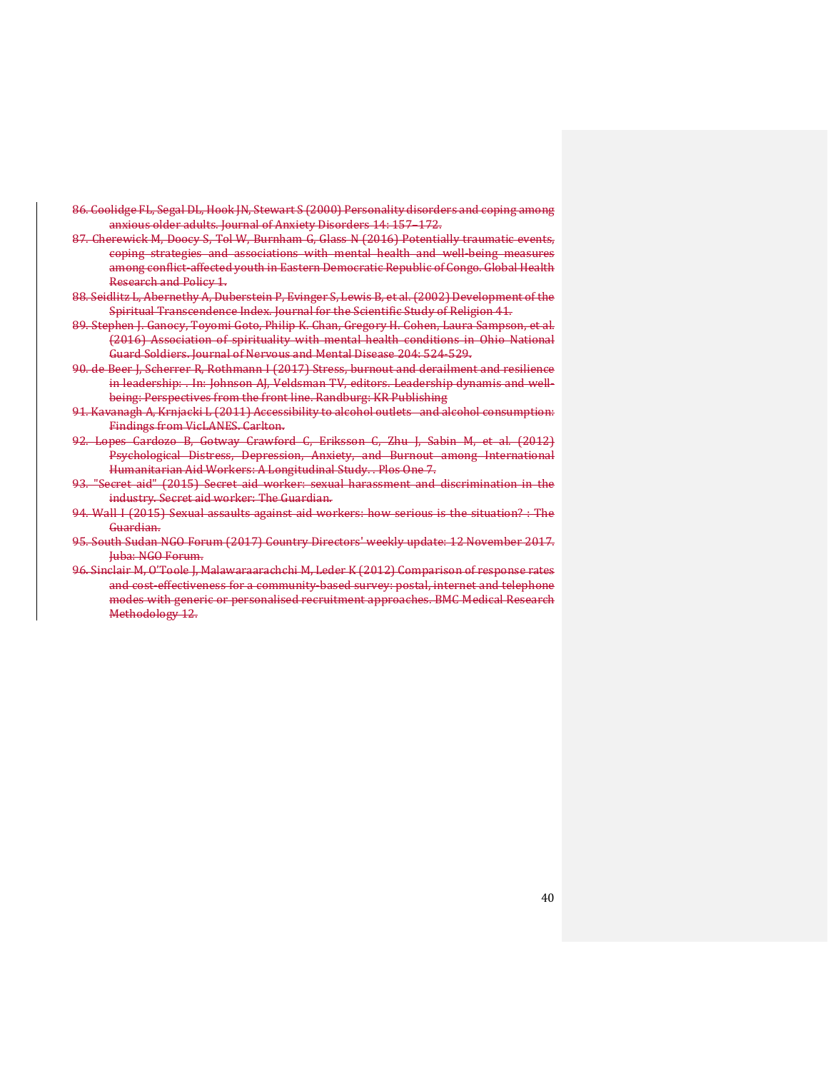86. Coolidge FL, Segal DL, Hook JN, Stewart S (2000) Personality disorders and coping among anxious older adults. Journal of Anxiety Disorders 14: 157–172.
87. Cherewick M, Doocy S, Tol W, Burnham G, Glass N (2016) Potentially traumatic events, coping strategies and associations with mental health and well-being measures among conflict-affected youth in Eastern Democratic Republic of Congo. Global Health Research and Policy 1.
88. Seidlitz L, Abernethy A, Duberstein P, Evinger S, Lewis B, et al. (2002) Development of the Spiritual Transcendence Index. Journal for the Scientific Study of Religion 41.
89. Stephen J. Ganocy, Toyomi Goto, Philip K. Chan, Gregory H. Cohen, Laura Sampson, et al. (2016) Association of spirituality with mental health conditions in Ohio National Guard Soldiers. Journal of Nervous and Mental Disease 204: 524-529.
90. de Beer J, Scherrer R, Rothmann I (2017) Stress, burnout and derailment and resilience in leadership: . In: Johnson AJ, Veldsman TV, editors. Leadership dynamis and well-being: Perspectives from the front line. Randburg: KR Publishing
91. Kavanagh A, Krnjacki L (2011) Accessibility to alcohol outlets and alcohol consumption: Findings from VicLANES. Carlton.
92. Lopes Cardozo B, Gotway Crawford C, Eriksson C, Zhu J, Sabin M, et al. (2012) Psychological Distress, Depression, Anxiety, and Burnout among International Humanitarian Aid Workers: A Longitudinal Study. . Plos One 7.
93. "Secret aid" (2015) Secret aid worker: sexual harassment and discrimination in the industry. Secret aid worker: The Guardian.
94. Wall I (2015) Sexual assaults against aid workers: how serious is the situation? : The Guardian.
95. South Sudan NGO Forum (2017) Country Directors' weekly update: 12 November 2017. Juba: NGO Forum.
96. Sinclair M, O'Toole J, Malawaraarachchi M, Leder K (2012) Comparison of response rates and cost-effectiveness for a community-based survey: postal, internet and telephone modes with generic or personalised recruitment approaches. BMC Medical Research Methodology 12.